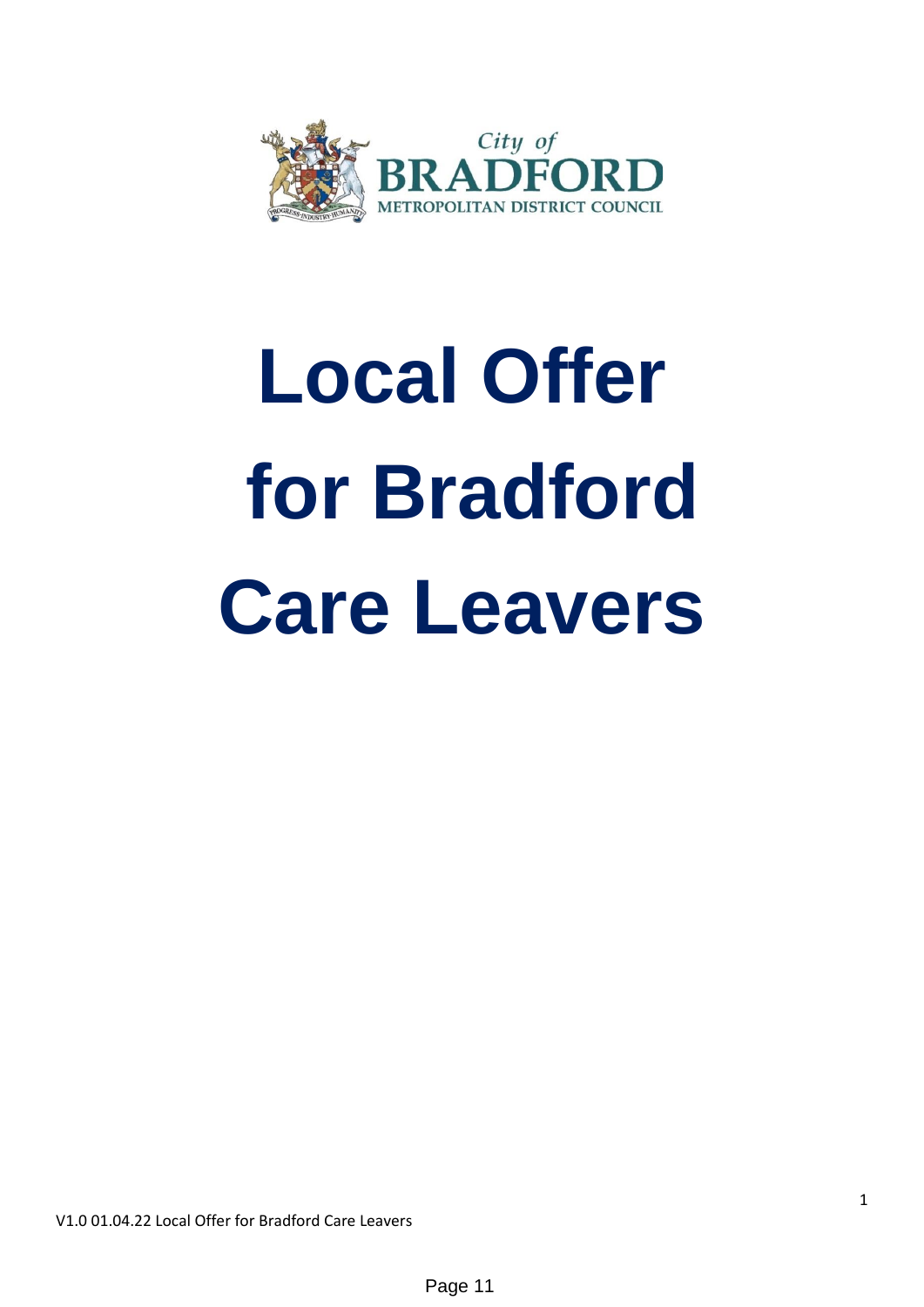City of BRADFORD METROPOLITAN DISTRICT COUNCIL

# Local Offer for Bradford Care Leavers

V1.0 01.04.22 Local Offer for Bradford Care Leavers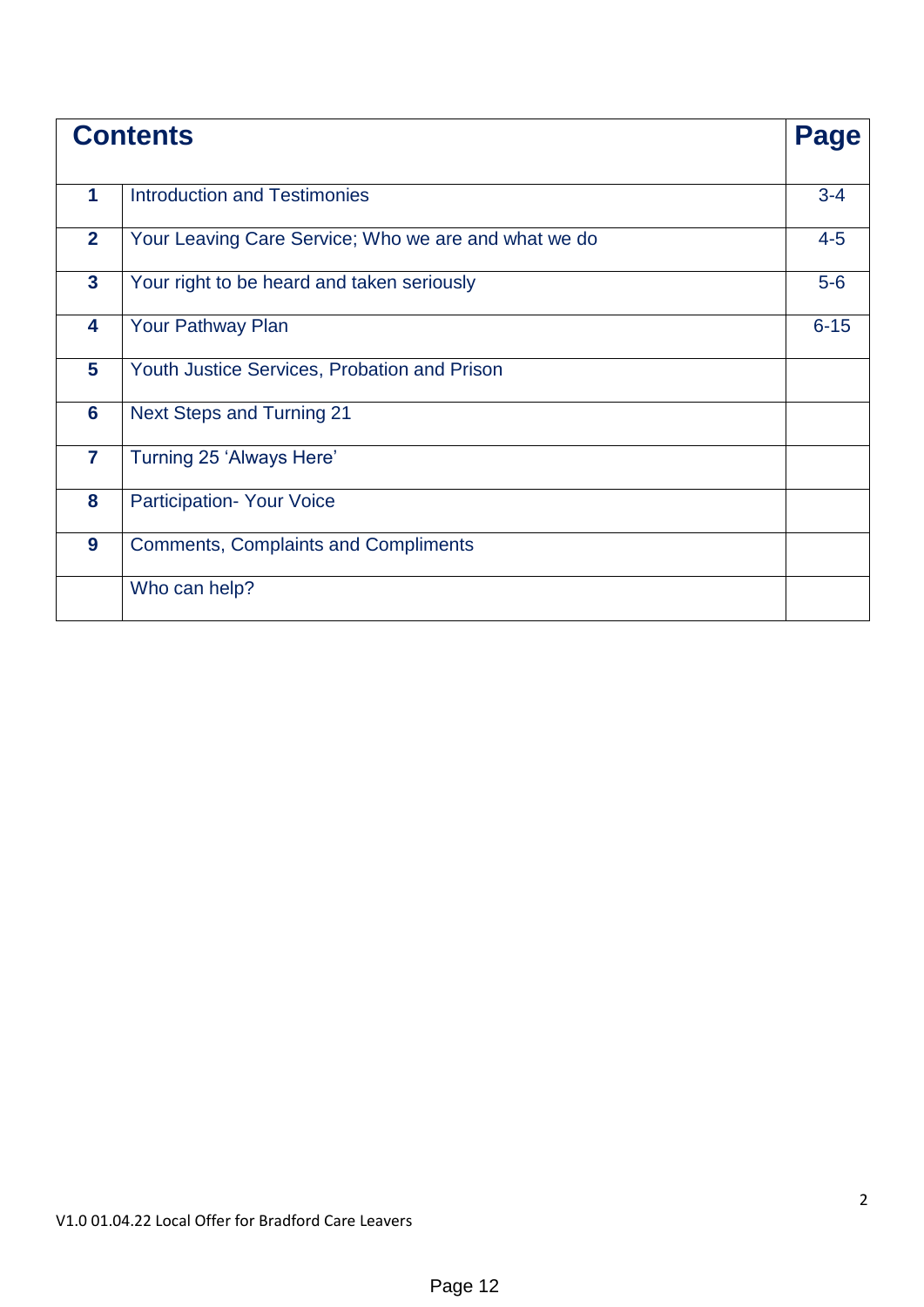| Contents | | Page |
|---|---|---|
| **1** | Introduction and Testimonies | 3-4 |
| **2** | Your Leaving Care Service; Who we are and what we do | 4-5 |
| **3** | Your right to be heard and taken seriously | 5-6 |
| **4** | Your Pathway Plan | 6-15 |
| **5** | Youth Justice Services, Probation and Prison | |
| **6** | Next Steps and Turning 21 | |
| **7** | Turning 25 'Always Here' | |
| **8** | Participation- Your Voice | |
| **9** | Comments, Complaints and Compliments | |
| | Who can help? | |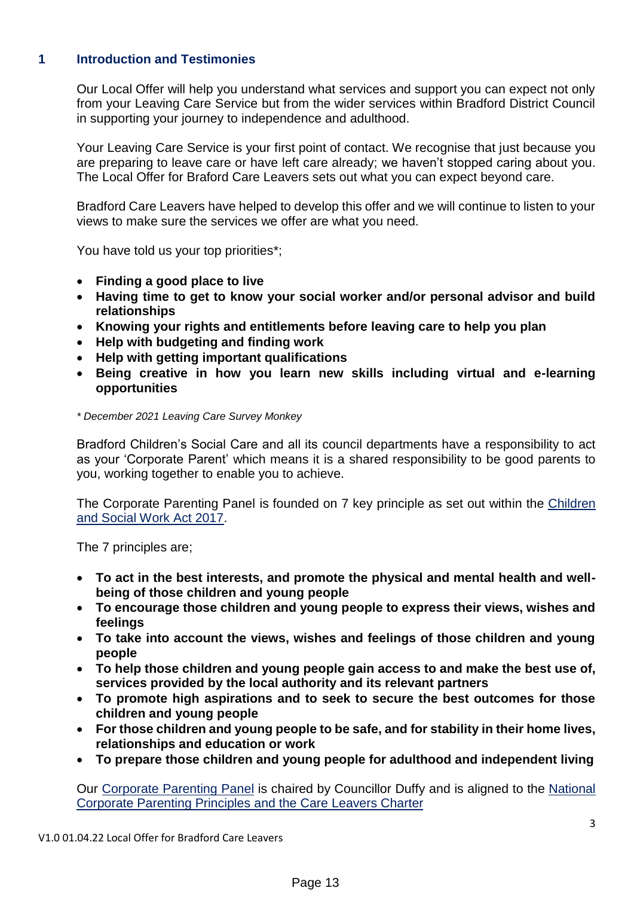## 1 Introduction and Testimonies

Our Local Offer will help you understand what services and support you can expect not only from your Leaving Care Service but from the wider services within Bradford District Council in supporting your journey to independence and adulthood.

Your Leaving Care Service is your first point of contact. We recognise that just because you are preparing to leave care or have left care already; we haven't stopped caring about you. The Local Offer for Braford Care Leavers sets out what you can expect beyond care.

Bradford Care Leavers have helped to develop this offer and we will continue to listen to your views to make sure the services we offer are what you need.

You have told us your top priorities*;

- **Finding a good place to live**
- **Having time to get to know your social worker and/or personal advisor and build relationships**
- **Knowing your rights and entitlements before leaving care to help you plan**
- **Help with budgeting and finding work**
- **Help with getting important qualifications**
- **Being creative in how you learn new skills including virtual and e-learning opportunities**

*\* December 2021 Leaving Care Survey Monkey*

Bradford Children's Social Care and all its council departments have a responsibility to act as your 'Corporate Parent' which means it is a shared responsibility to be good parents to you, working together to enable you to achieve.

The Corporate Parenting Panel is founded on 7 key principle as set out within the Children and Social Work Act 2017.

The 7 principles are;

- **To act in the best interests, and promote the physical and mental health and well-being of those children and young people**
- **To encourage those children and young people to express their views, wishes and feelings**
- **To take into account the views, wishes and feelings of those children and young people**
- **To help those children and young people gain access to and make the best use of, services provided by the local authority and its relevant partners**
- **To promote high aspirations and to seek to secure the best outcomes for those children and young people**
- **For those children and young people to be safe, and for stability in their home lives, relationships and education or work**
- **To prepare those children and young people for adulthood and independent living**

Our Corporate Parenting Panel is chaired by Councillor Duffy and is aligned to the National Corporate Parenting Principles and the Care Leavers Charter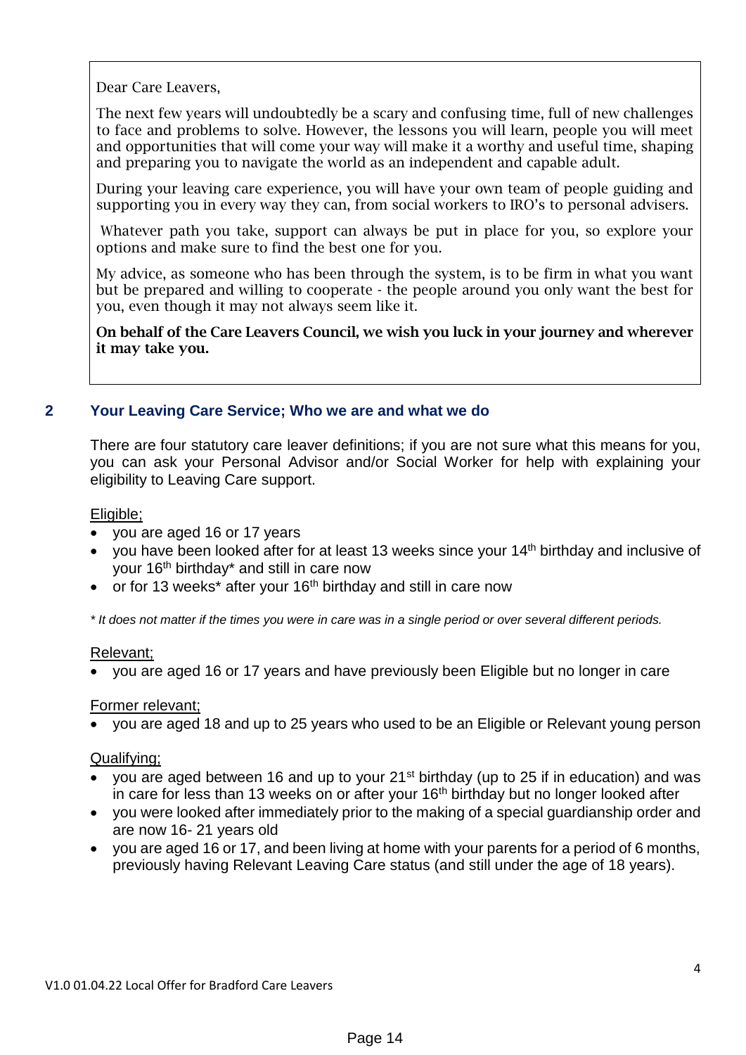Dear Care Leavers,

The next few years will undoubtedly be a scary and confusing time, full of new challenges to face and problems to solve. However, the lessons you will learn, people you will meet and opportunities that will come your way will make it a worthy and useful time, shaping and preparing you to navigate the world as an independent and capable adult.

During your leaving care experience, you will have your own team of people guiding and supporting you in every way they can, from social workers to IRO's to personal advisers.

Whatever path you take, support can always be put in place for you, so explore your options and make sure to find the best one for you.

My advice, as someone who has been through the system, is to be firm in what you want but be prepared and willing to cooperate - the people around you only want the best for you, even though it may not always seem like it.

**On behalf of the Care Leavers Council, we wish you luck in your journey and wherever it may take you.**

## 2 Your Leaving Care Service; Who we are and what we do

There are four statutory care leaver definitions; if you are not sure what this means for you, you can ask your Personal Advisor and/or Social Worker for help with explaining your eligibility to Leaving Care support.

Eligible;

- you are aged 16 or 17 years
- you have been looked after for at least 13 weeks since your 14th birthday and inclusive of your 16th birthday* and still in care now
- or for 13 weeks* after your 16th birthday and still in care now

*\* It does not matter if the times you were in care was in a single period or over several different periods.*

Relevant;

- you are aged 16 or 17 years and have previously been Eligible but no longer in care

Former relevant;

- you are aged 18 and up to 25 years who used to be an Eligible or Relevant young person

Qualifying;

- you are aged between 16 and up to your 21st birthday (up to 25 if in education) and was in care for less than 13 weeks on or after your 16th birthday but no longer looked after
- you were looked after immediately prior to the making of a special guardianship order and are now 16- 21 years old
- you are aged 16 or 17, and been living at home with your parents for a period of 6 months, previously having Relevant Leaving Care status (and still under the age of 18 years).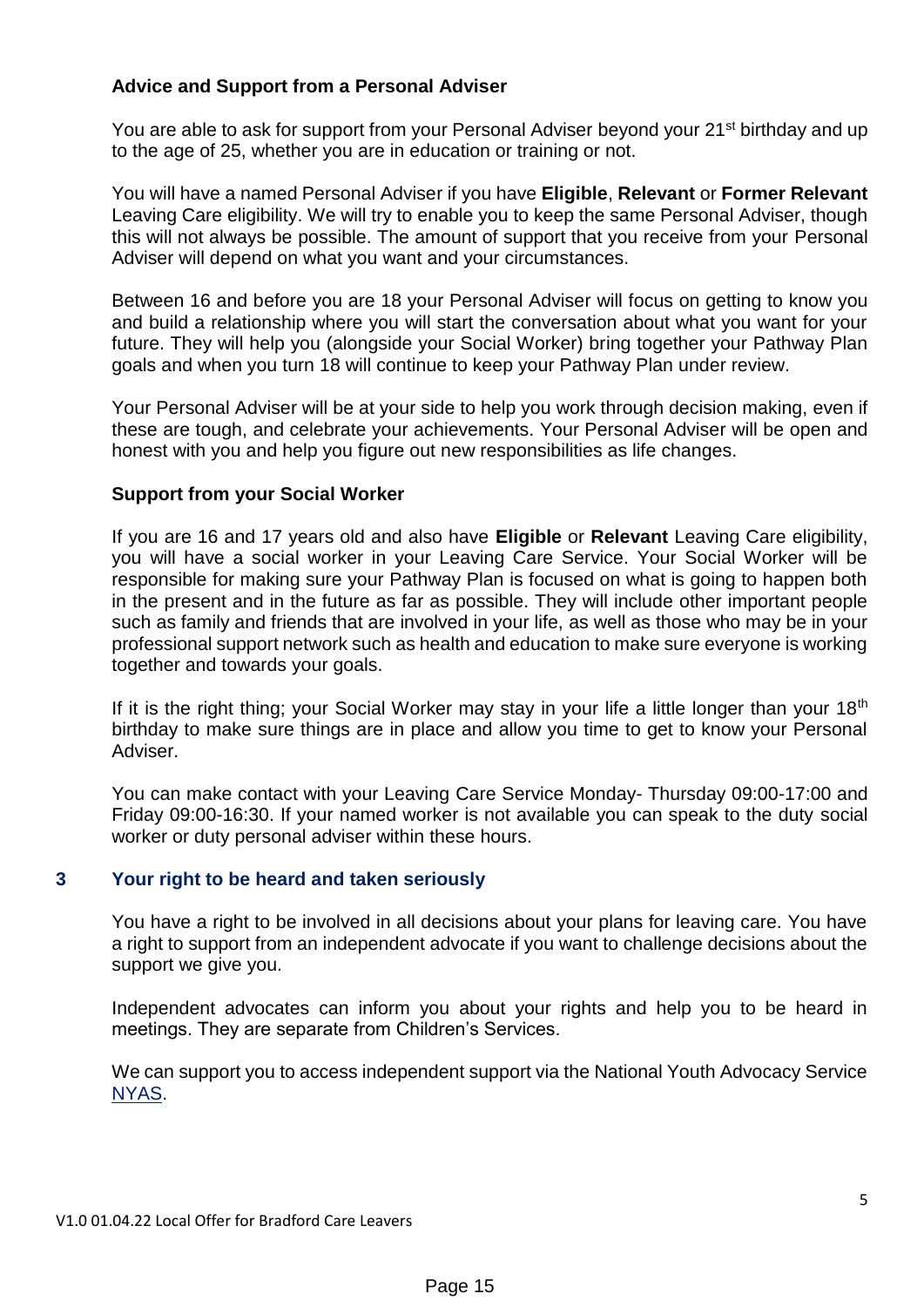### Advice and Support from a Personal Adviser

You are able to ask for support from your Personal Adviser beyond your 21st birthday and up to the age of 25, whether you are in education or training or not.

You will have a named Personal Adviser if you have **Eligible**, **Relevant** or **Former Relevant** Leaving Care eligibility. We will try to enable you to keep the same Personal Adviser, though this will not always be possible. The amount of support that you receive from your Personal Adviser will depend on what you want and your circumstances.

Between 16 and before you are 18 your Personal Adviser will focus on getting to know you and build a relationship where you will start the conversation about what you want for your future. They will help you (alongside your Social Worker) bring together your Pathway Plan goals and when you turn 18 will continue to keep your Pathway Plan under review.

Your Personal Adviser will be at your side to help you work through decision making, even if these are tough, and celebrate your achievements. Your Personal Adviser will be open and honest with you and help you figure out new responsibilities as life changes.

### Support from your Social Worker

If you are 16 and 17 years old and also have **Eligible** or **Relevant** Leaving Care eligibility, you will have a social worker in your Leaving Care Service. Your Social Worker will be responsible for making sure your Pathway Plan is focused on what is going to happen both in the present and in the future as far as possible. They will include other important people such as family and friends that are involved in your life, as well as those who may be in your professional support network such as health and education to make sure everyone is working together and towards your goals.

If it is the right thing; your Social Worker may stay in your life a little longer than your 18th birthday to make sure things are in place and allow you time to get to know your Personal Adviser.

You can make contact with your Leaving Care Service Monday- Thursday 09:00-17:00 and Friday 09:00-16:30. If your named worker is not available you can speak to the duty social worker or duty personal adviser within these hours.

## 3 Your right to be heard and taken seriously

You have a right to be involved in all decisions about your plans for leaving care. You have a right to support from an independent advocate if you want to challenge decisions about the support we give you.

Independent advocates can inform you about your rights and help you to be heard in meetings. They are separate from Children's Services.

We can support you to access independent support via the National Youth Advocacy Service NYAS.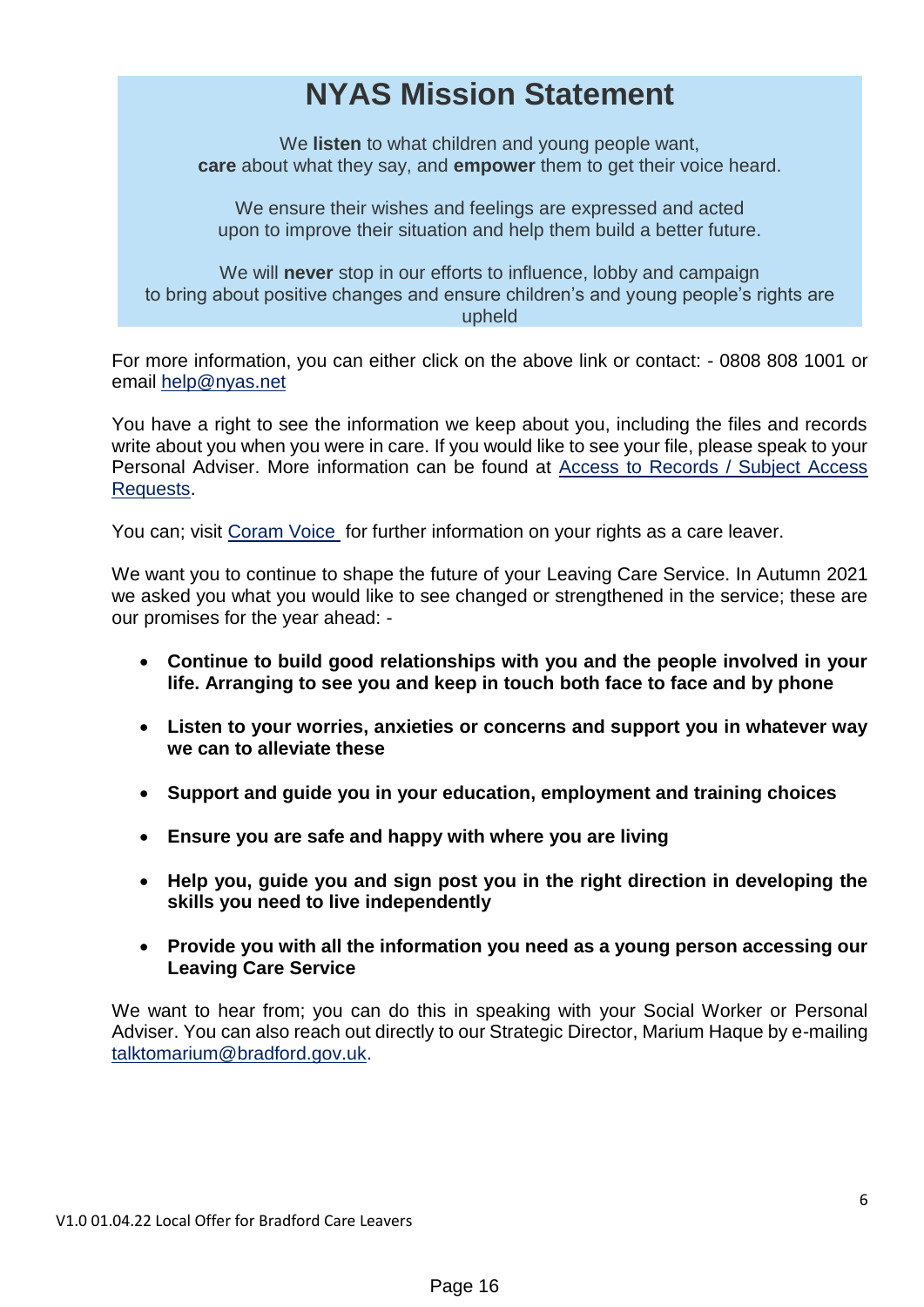## NYAS Mission Statement

We **listen** to what children and young people want, **care** about what they say, and **empower** them to get their voice heard.

We ensure their wishes and feelings are expressed and acted upon to improve their situation and help them build a better future.

We will **never** stop in our efforts to influence, lobby and campaign to bring about positive changes and ensure children's and young people's rights are upheld

For more information, you can either click on the above link or contact: - 0808 808 1001 or email help@nyas.net

You have a right to see the information we keep about you, including the files and records write about you when you were in care. If you would like to see your file, please speak to your Personal Adviser. More information can be found at Access to Records / Subject Access Requests.

You can; visit Coram Voice for further information on your rights as a care leaver.

We want you to continue to shape the future of your Leaving Care Service. In Autumn 2021 we asked you what you would like to see changed or strengthened in the service; these are our promises for the year ahead: -

- **Continue to build good relationships with you and the people involved in your life. Arranging to see you and keep in touch both face to face and by phone**
- **Listen to your worries, anxieties or concerns and support you in whatever way we can to alleviate these**
- **Support and guide you in your education, employment and training choices**
- **Ensure you are safe and happy with where you are living**
- **Help you, guide you and sign post you in the right direction in developing the skills you need to live independently**
- **Provide you with all the information you need as a young person accessing our Leaving Care Service**

We want to hear from; you can do this in speaking with your Social Worker or Personal Adviser. You can also reach out directly to our Strategic Director, Marium Haque by e-mailing talktomarium@bradford.gov.uk.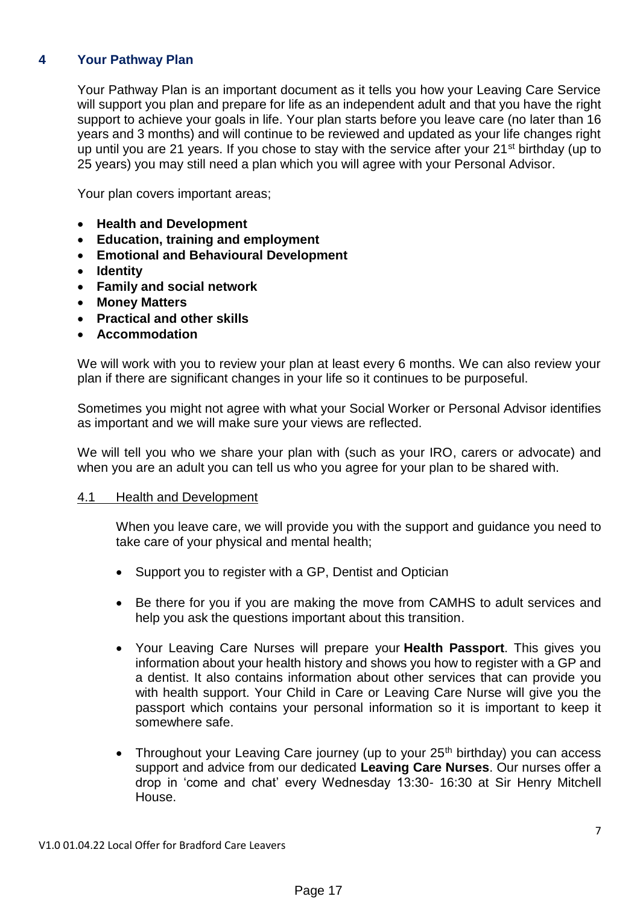## 4 Your Pathway Plan

Your Pathway Plan is an important document as it tells you how your Leaving Care Service will support you plan and prepare for life as an independent adult and that you have the right support to achieve your goals in life. Your plan starts before you leave care (no later than 16 years and 3 months) and will continue to be reviewed and updated as your life changes right up until you are 21 years. If you chose to stay with the service after your 21st birthday (up to 25 years) you may still need a plan which you will agree with your Personal Advisor.

Your plan covers important areas;

- **Health and Development**
- **Education, training and employment**
- **Emotional and Behavioural Development**
- **Identity**
- **Family and social network**
- **Money Matters**
- **Practical and other skills**
- **Accommodation**

We will work with you to review your plan at least every 6 months. We can also review your plan if there are significant changes in your life so it continues to be purposeful.

Sometimes you might not agree with what your Social Worker or Personal Advisor identifies as important and we will make sure your views are reflected.

We will tell you who we share your plan with (such as your IRO, carers or advocate) and when you are an adult you can tell us who you agree for your plan to be shared with.

### 4.1 Health and Development

When you leave care, we will provide you with the support and guidance you need to take care of your physical and mental health;

- Support you to register with a GP, Dentist and Optician
- Be there for you if you are making the move from CAMHS to adult services and help you ask the questions important about this transition.
- Your Leaving Care Nurses will prepare your **Health Passport**. This gives you information about your health history and shows you how to register with a GP and a dentist. It also contains information about other services that can provide you with health support. Your Child in Care or Leaving Care Nurse will give you the passport which contains your personal information so it is important to keep it somewhere safe.
- Throughout your Leaving Care journey (up to your 25th birthday) you can access support and advice from our dedicated **Leaving Care Nurses**. Our nurses offer a drop in 'come and chat' every Wednesday 13:30- 16:30 at Sir Henry Mitchell House.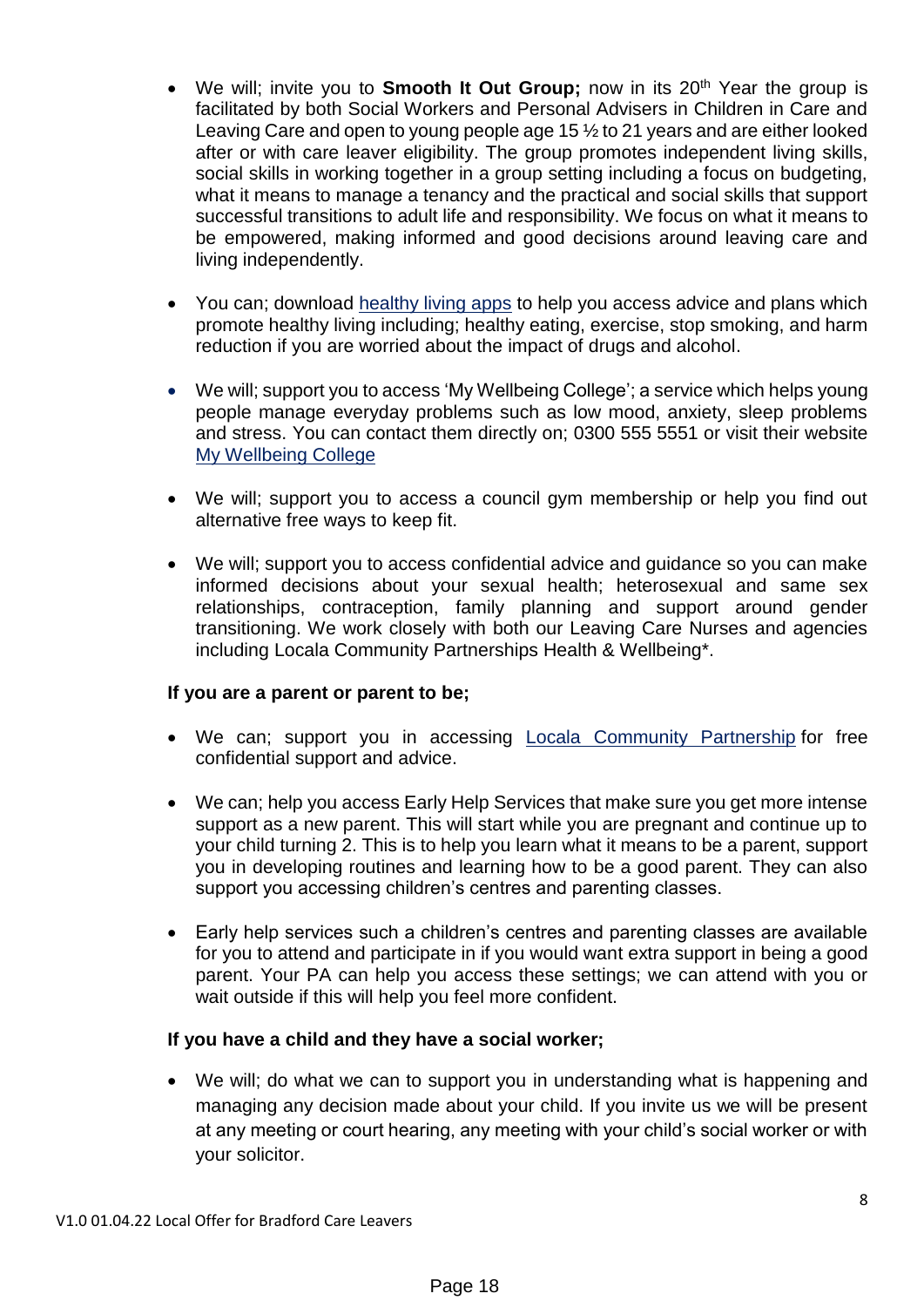- We will; invite you to **Smooth It Out Group;** now in its 20th Year the group is facilitated by both Social Workers and Personal Advisers in Children in Care and Leaving Care and open to young people age 15 ½ to 21 years and are either looked after or with care leaver eligibility. The group promotes independent living skills, social skills in working together in a group setting including a focus on budgeting, what it means to manage a tenancy and the practical and social skills that support successful transitions to adult life and responsibility. We focus on what it means to be empowered, making informed and good decisions around leaving care and living independently.

- You can; download healthy living apps to help you access advice and plans which promote healthy living including; healthy eating, exercise, stop smoking, and harm reduction if you are worried about the impact of drugs and alcohol.

- We will; support you to access 'My Wellbeing College'; a service which helps young people manage everyday problems such as low mood, anxiety, sleep problems and stress. You can contact them directly on; 0300 555 5551 or visit their website My Wellbeing College

- We will; support you to access a council gym membership or help you find out alternative free ways to keep fit.

- We will; support you to access confidential advice and guidance so you can make informed decisions about your sexual health; heterosexual and same sex relationships, contraception, family planning and support around gender transitioning. We work closely with both our Leaving Care Nurses and agencies including Locala Community Partnerships Health & Wellbeing*.

**If you are a parent or parent to be;**

- We can; support you in accessing Locala Community Partnership for free confidential support and advice.

- We can; help you access Early Help Services that make sure you get more intense support as a new parent. This will start while you are pregnant and continue up to your child turning 2. This is to help you learn what it means to be a parent, support you in developing routines and learning how to be a good parent. They can also support you accessing children's centres and parenting classes.

- Early help services such a children's centres and parenting classes are available for you to attend and participate in if you would want extra support in being a good parent. Your PA can help you access these settings; we can attend with you or wait outside if this will help you feel more confident.

**If you have a child and they have a social worker;**

- We will; do what we can to support you in understanding what is happening and managing any decision made about your child. If you invite us we will be present at any meeting or court hearing, any meeting with your child's social worker or with your solicitor.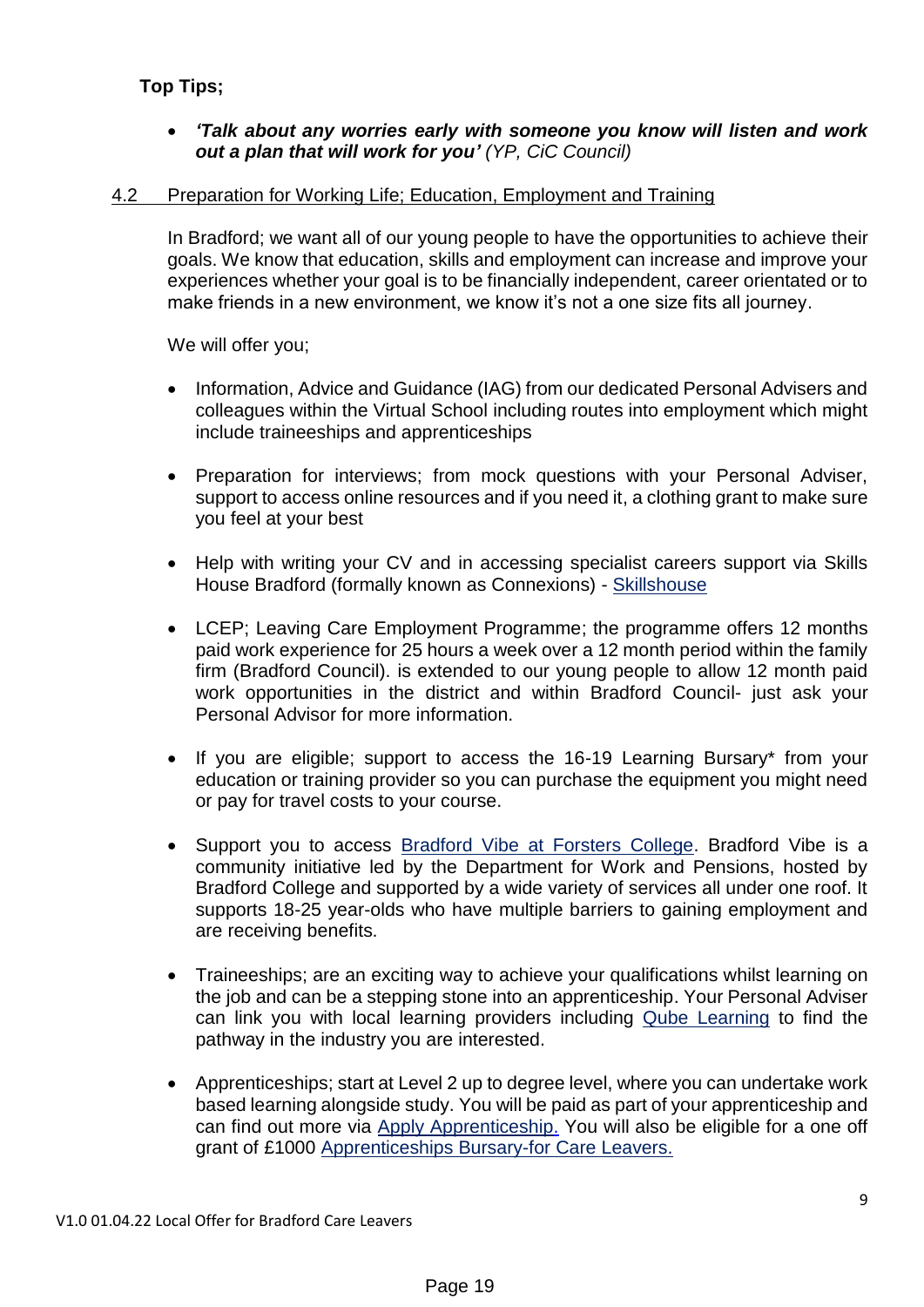**Top Tips;**

- ***'Talk about any worries early with someone you know will listen and work out a plan that will work for you'*** *(YP, CiC Council)*

## 4.2 Preparation for Working Life; Education, Employment and Training

In Bradford; we want all of our young people to have the opportunities to achieve their goals. We know that education, skills and employment can increase and improve your experiences whether your goal is to be financially independent, career orientated or to make friends in a new environment, we know it's not a one size fits all journey.

We will offer you;

- Information, Advice and Guidance (IAG) from our dedicated Personal Advisers and colleagues within the Virtual School including routes into employment which might include traineeships and apprenticeships

- Preparation for interviews; from mock questions with your Personal Adviser, support to access online resources and if you need it, a clothing grant to make sure you feel at your best

- Help with writing your CV and in accessing specialist careers support via Skills House Bradford (formally known as Connexions) - Skillshouse

- LCEP; Leaving Care Employment Programme; the programme offers 12 months paid work experience for 25 hours a week over a 12 month period within the family firm (Bradford Council). is extended to our young people to allow 12 month paid work opportunities in the district and within Bradford Council- just ask your Personal Advisor for more information.

- If you are eligible; support to access the 16-19 Learning Bursary* from your education or training provider so you can purchase the equipment you might need or pay for travel costs to your course.

- Support you to access Bradford Vibe at Forsters College. Bradford Vibe is a community initiative led by the Department for Work and Pensions, hosted by Bradford College and supported by a wide variety of services all under one roof. It supports 18-25 year-olds who have multiple barriers to gaining employment and are receiving benefits.

- Traineeships; are an exciting way to achieve your qualifications whilst learning on the job and can be a stepping stone into an apprenticeship. Your Personal Adviser can link you with local learning providers including Qube Learning to find the pathway in the industry you are interested.

- Apprenticeships; start at Level 2 up to degree level, where you can undertake work based learning alongside study. You will be paid as part of your apprenticeship and can find out more via Apply Apprenticeship. You will also be eligible for a one off grant of £1000 Apprenticeships Bursary-for Care Leavers.

V1.0 01.04.22 Local Offer for Bradford Care Leavers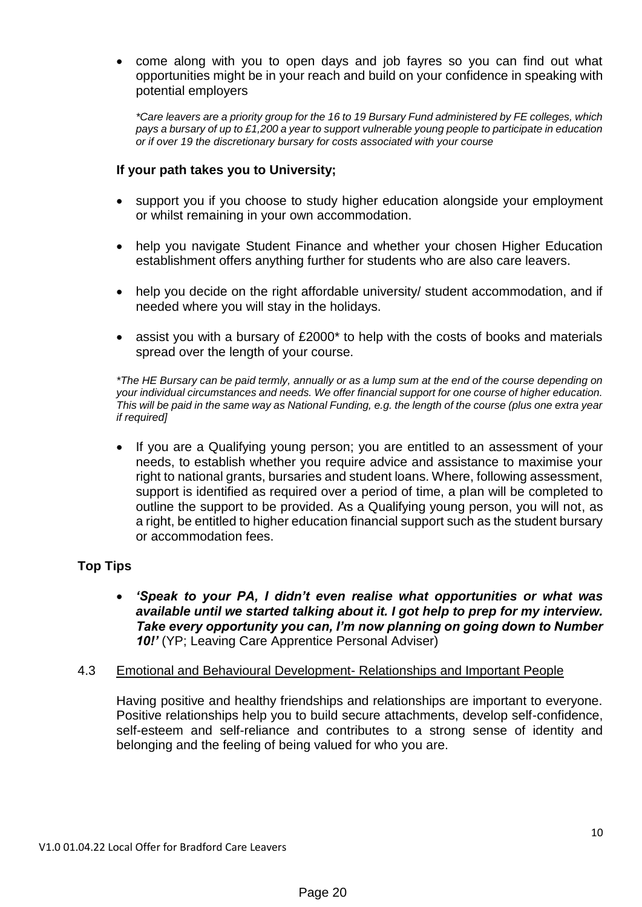- come along with you to open days and job fayres so you can find out what opportunities might be in your reach and build on your confidence in speaking with potential employers

*\*Care leavers are a priority group for the 16 to 19 Bursary Fund administered by FE colleges, which pays a bursary of up to £1,200 a year to support vulnerable young people to participate in education or if over 19 the discretionary bursary for costs associated with your course*

**If your path takes you to University;**

- support you if you choose to study higher education alongside your employment or whilst remaining in your own accommodation.
- help you navigate Student Finance and whether your chosen Higher Education establishment offers anything further for students who are also care leavers.
- help you decide on the right affordable university/ student accommodation, and if needed where you will stay in the holidays.
- assist you with a bursary of £2000* to help with the costs of books and materials spread over the length of your course.

*\*The HE Bursary can be paid termly, annually or as a lump sum at the end of the course depending on your individual circumstances and needs. We offer financial support for one course of higher education. This will be paid in the same way as National Funding, e.g. the length of the course (plus one extra year if required]*

- If you are a Qualifying young person; you are entitled to an assessment of your needs, to establish whether you require advice and assistance to maximise your right to national grants, bursaries and student loans. Where, following assessment, support is identified as required over a period of time, a plan will be completed to outline the support to be provided. As a Qualifying young person, you will not, as a right, be entitled to higher education financial support such as the student bursary or accommodation fees.

**Top Tips**

- ***'Speak to your PA, I didn't even realise what opportunities or what was available until we started talking about it. I got help to prep for my interview. Take every opportunity you can, I'm now planning on going down to Number 10!'*** (YP; Leaving Care Apprentice Personal Adviser)

## 4.3 Emotional and Behavioural Development- Relationships and Important People

Having positive and healthy friendships and relationships are important to everyone. Positive relationships help you to build secure attachments, develop self-confidence, self-esteem and self-reliance and contributes to a strong sense of identity and belonging and the feeling of being valued for who you are.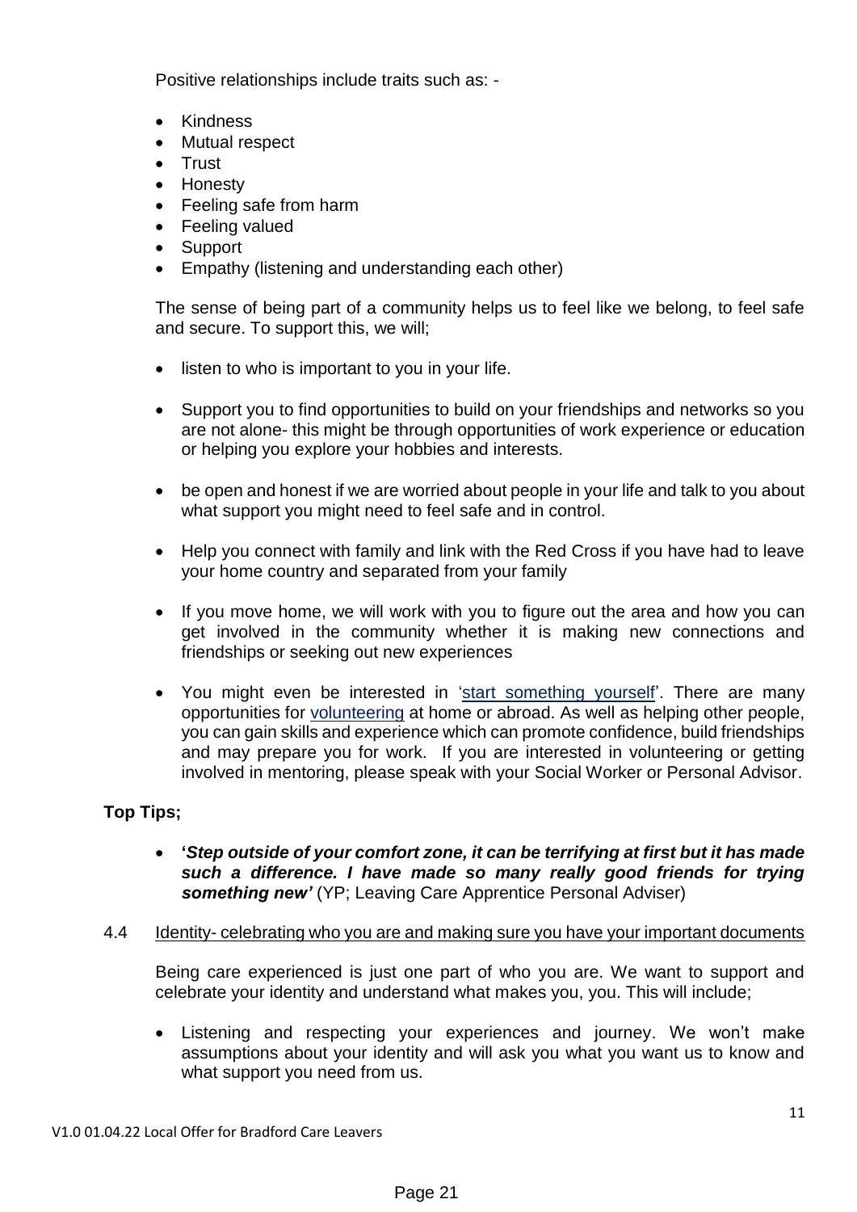Positive relationships include traits such as: -

- Kindness
- Mutual respect
- Trust
- Honesty
- Feeling safe from harm
- Feeling valued
- Support
- Empathy (listening and understanding each other)

The sense of being part of a community helps us to feel like we belong, to feel safe and secure. To support this, we will;

- listen to who is important to you in your life.
- Support you to find opportunities to build on your friendships and networks so you are not alone- this might be through opportunities of work experience or education or helping you explore your hobbies and interests.
- be open and honest if we are worried about people in your life and talk to you about what support you might need to feel safe and in control.
- Help you connect with family and link with the Red Cross if you have had to leave your home country and separated from your family
- If you move home, we will work with you to figure out the area and how you can get involved in the community whether it is making new connections and friendships or seeking out new experiences
- You might even be interested in 'start something yourself'. There are many opportunities for volunteering at home or abroad. As well as helping other people, you can gain skills and experience which can promote confidence, build friendships and may prepare you for work. If you are interested in volunteering or getting involved in mentoring, please speak with your Social Worker or Personal Advisor.

**Top Tips;**

- **'*Step outside of your comfort zone, it can be terrifying at first but it has made such a difference. I have made so many really good friends for trying something new'*** (YP; Leaving Care Apprentice Personal Adviser)

### 4.4 Identity- celebrating who you are and making sure you have your important documents

Being care experienced is just one part of who you are. We want to support and celebrate your identity and understand what makes you, you. This will include;

- Listening and respecting your experiences and journey. We won't make assumptions about your identity and will ask you what you want us to know and what support you need from us.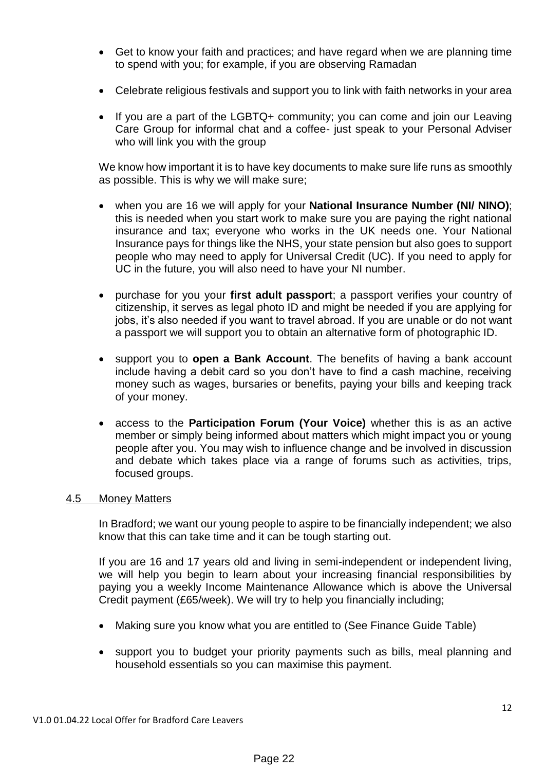- Get to know your faith and practices; and have regard when we are planning time to spend with you; for example, if you are observing Ramadan
- Celebrate religious festivals and support you to link with faith networks in your area
- If you are a part of the LGBTQ+ community; you can come and join our Leaving Care Group for informal chat and a coffee- just speak to your Personal Adviser who will link you with the group

We know how important it is to have key documents to make sure life runs as smoothly as possible. This is why we will make sure;

- when you are 16 we will apply for your **National Insurance Number (NI/ NINO)**; this is needed when you start work to make sure you are paying the right national insurance and tax; everyone who works in the UK needs one. Your National Insurance pays for things like the NHS, your state pension but also goes to support people who may need to apply for Universal Credit (UC). If you need to apply for UC in the future, you will also need to have your NI number.
- purchase for you your **first adult passport**; a passport verifies your country of citizenship, it serves as legal photo ID and might be needed if you are applying for jobs, it's also needed if you want to travel abroad. If you are unable or do not want a passport we will support you to obtain an alternative form of photographic ID.
- support you to **open a Bank Account**. The benefits of having a bank account include having a debit card so you don't have to find a cash machine, receiving money such as wages, bursaries or benefits, paying your bills and keeping track of your money.
- access to the **Participation Forum (Your Voice)** whether this is as an active member or simply being informed about matters which might impact you or young people after you. You may wish to influence change and be involved in discussion and debate which takes place via a range of forums such as activities, trips, focused groups.

### 4.5 Money Matters

In Bradford; we want our young people to aspire to be financially independent; we also know that this can take time and it can be tough starting out.

If you are 16 and 17 years old and living in semi-independent or independent living, we will help you begin to learn about your increasing financial responsibilities by paying you a weekly Income Maintenance Allowance which is above the Universal Credit payment (£65/week). We will try to help you financially including;

- Making sure you know what you are entitled to (See Finance Guide Table)
- support you to budget your priority payments such as bills, meal planning and household essentials so you can maximise this payment.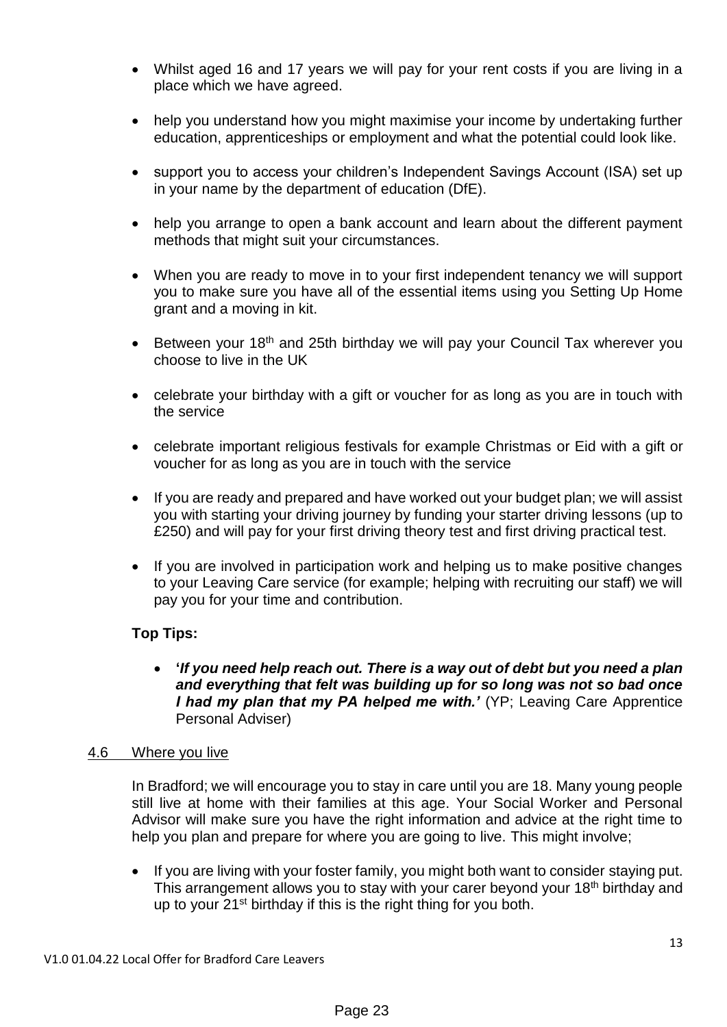- Whilst aged 16 and 17 years we will pay for your rent costs if you are living in a place which we have agreed.

- help you understand how you might maximise your income by undertaking further education, apprenticeships or employment and what the potential could look like.

- support you to access your children's Independent Savings Account (ISA) set up in your name by the department of education (DfE).

- help you arrange to open a bank account and learn about the different payment methods that might suit your circumstances.

- When you are ready to move in to your first independent tenancy we will support you to make sure you have all of the essential items using you Setting Up Home grant and a moving in kit.

- Between your 18th and 25th birthday we will pay your Council Tax wherever you choose to live in the UK

- celebrate your birthday with a gift or voucher for as long as you are in touch with the service

- celebrate important religious festivals for example Christmas or Eid with a gift or voucher for as long as you are in touch with the service

- If you are ready and prepared and have worked out your budget plan; we will assist you with starting your driving journey by funding your starter driving lessons (up to £250) and will pay for your first driving theory test and first driving practical test.

- If you are involved in participation work and helping us to make positive changes to your Leaving Care service (for example; helping with recruiting our staff) we will pay you for your time and contribution.

**Top Tips:**

- **'*If you need help reach out. There is a way out of debt but you need a plan and everything that felt was building up for so long was not so bad once I had my plan that my PA helped me with.'*** (YP; Leaving Care Apprentice Personal Adviser)

## 4.6 Where you live

In Bradford; we will encourage you to stay in care until you are 18. Many young people still live at home with their families at this age. Your Social Worker and Personal Advisor will make sure you have the right information and advice at the right time to help you plan and prepare for where you are going to live. This might involve;

- If you are living with your foster family, you might both want to consider staying put. This arrangement allows you to stay with your carer beyond your 18th birthday and up to your 21st birthday if this is the right thing for you both.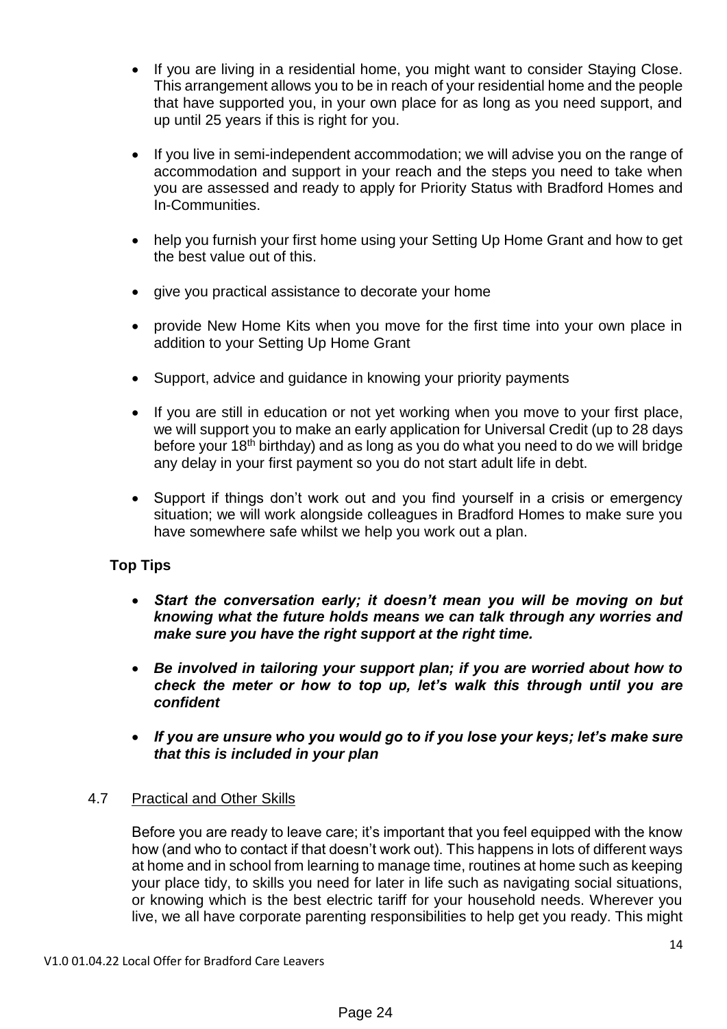- If you are living in a residential home, you might want to consider Staying Close. This arrangement allows you to be in reach of your residential home and the people that have supported you, in your own place for as long as you need support, and up until 25 years if this is right for you.

- If you live in semi-independent accommodation; we will advise you on the range of accommodation and support in your reach and the steps you need to take when you are assessed and ready to apply for Priority Status with Bradford Homes and In-Communities.

- help you furnish your first home using your Setting Up Home Grant and how to get the best value out of this.

- give you practical assistance to decorate your home

- provide New Home Kits when you move for the first time into your own place in addition to your Setting Up Home Grant

- Support, advice and guidance in knowing your priority payments

- If you are still in education or not yet working when you move to your first place, we will support you to make an early application for Universal Credit (up to 28 days before your 18th birthday) and as long as you do what you need to do we will bridge any delay in your first payment so you do not start adult life in debt.

- Support if things don't work out and you find yourself in a crisis or emergency situation; we will work alongside colleagues in Bradford Homes to make sure you have somewhere safe whilst we help you work out a plan.

**Top Tips**

- ***Start the conversation early; it doesn't mean you will be moving on but knowing what the future holds means we can talk through any worries and make sure you have the right support at the right time.***

- ***Be involved in tailoring your support plan; if you are worried about how to check the meter or how to top up, let's walk this through until you are confident***

- ***If you are unsure who you would go to if you lose your keys; let's make sure that this is included in your plan***

4.7 Practical and Other Skills

Before you are ready to leave care; it's important that you feel equipped with the know how (and who to contact if that doesn't work out). This happens in lots of different ways at home and in school from learning to manage time, routines at home such as keeping your place tidy, to skills you need for later in life such as navigating social situations, or knowing which is the best electric tariff for your household needs. Wherever you live, we all have corporate parenting responsibilities to help get you ready. This might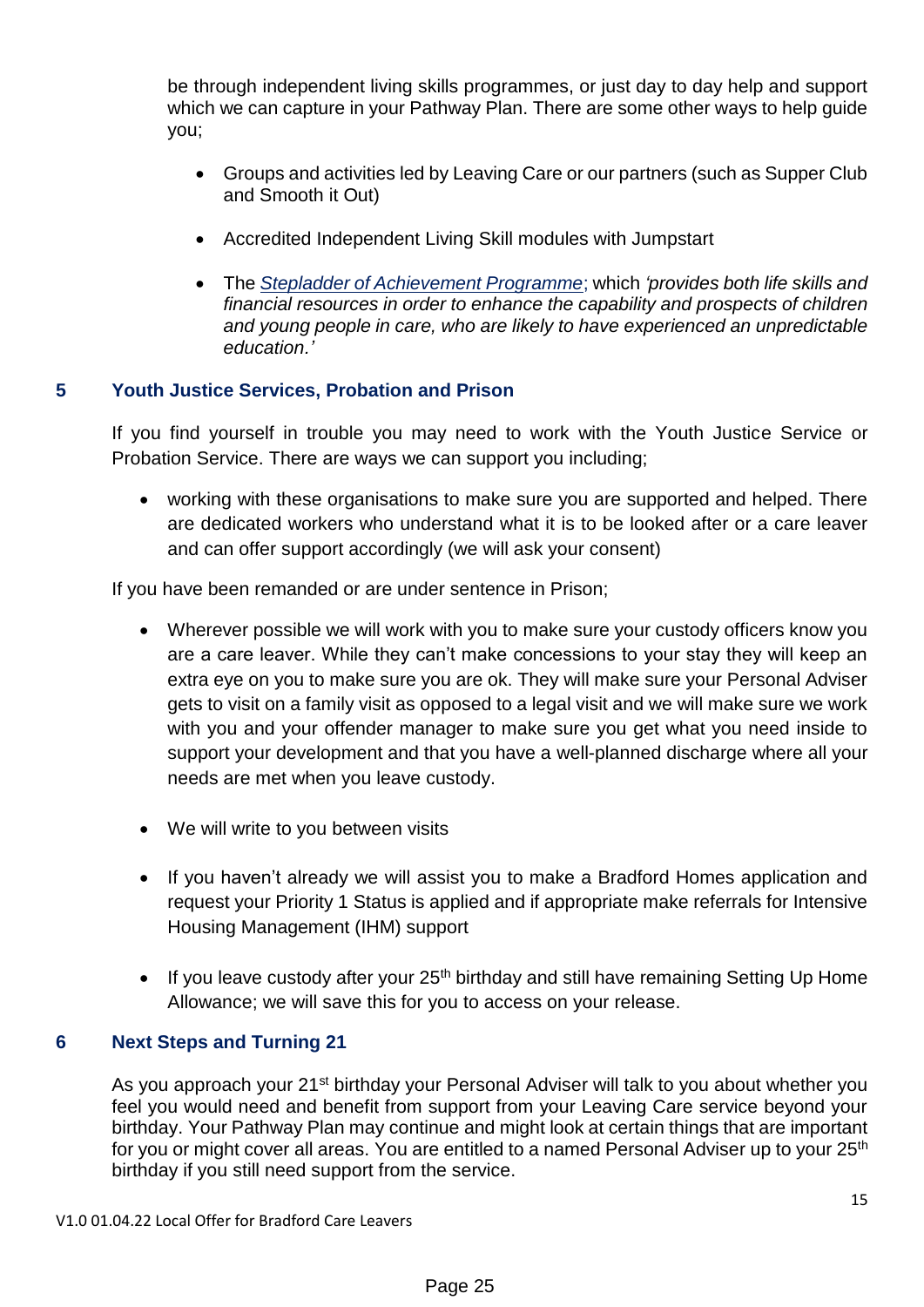be through independent living skills programmes, or just day to day help and support which we can capture in your Pathway Plan. There are some other ways to help guide you;

- Groups and activities led by Leaving Care or our partners (such as Supper Club and Smooth it Out)
- Accredited Independent Living Skill modules with Jumpstart
- The *Stepladder of Achievement Programme*; which *'provides both life skills and financial resources in order to enhance the capability and prospects of children and young people in care, who are likely to have experienced an unpredictable education.'*

## 5 Youth Justice Services, Probation and Prison

If you find yourself in trouble you may need to work with the Youth Justice Service or Probation Service. There are ways we can support you including;

- working with these organisations to make sure you are supported and helped. There are dedicated workers who understand what it is to be looked after or a care leaver and can offer support accordingly (we will ask your consent)

If you have been remanded or are under sentence in Prison;

- Wherever possible we will work with you to make sure your custody officers know you are a care leaver. While they can't make concessions to your stay they will keep an extra eye on you to make sure you are ok. They will make sure your Personal Adviser gets to visit on a family visit as opposed to a legal visit and we will make sure we work with you and your offender manager to make sure you get what you need inside to support your development and that you have a well-planned discharge where all your needs are met when you leave custody.
- We will write to you between visits
- If you haven't already we will assist you to make a Bradford Homes application and request your Priority 1 Status is applied and if appropriate make referrals for Intensive Housing Management (IHM) support
- If you leave custody after your 25th birthday and still have remaining Setting Up Home Allowance; we will save this for you to access on your release.

## 6 Next Steps and Turning 21

As you approach your 21st birthday your Personal Adviser will talk to you about whether you feel you would need and benefit from support from your Leaving Care service beyond your birthday. Your Pathway Plan may continue and might look at certain things that are important for you or might cover all areas. You are entitled to a named Personal Adviser up to your 25th birthday if you still need support from the service.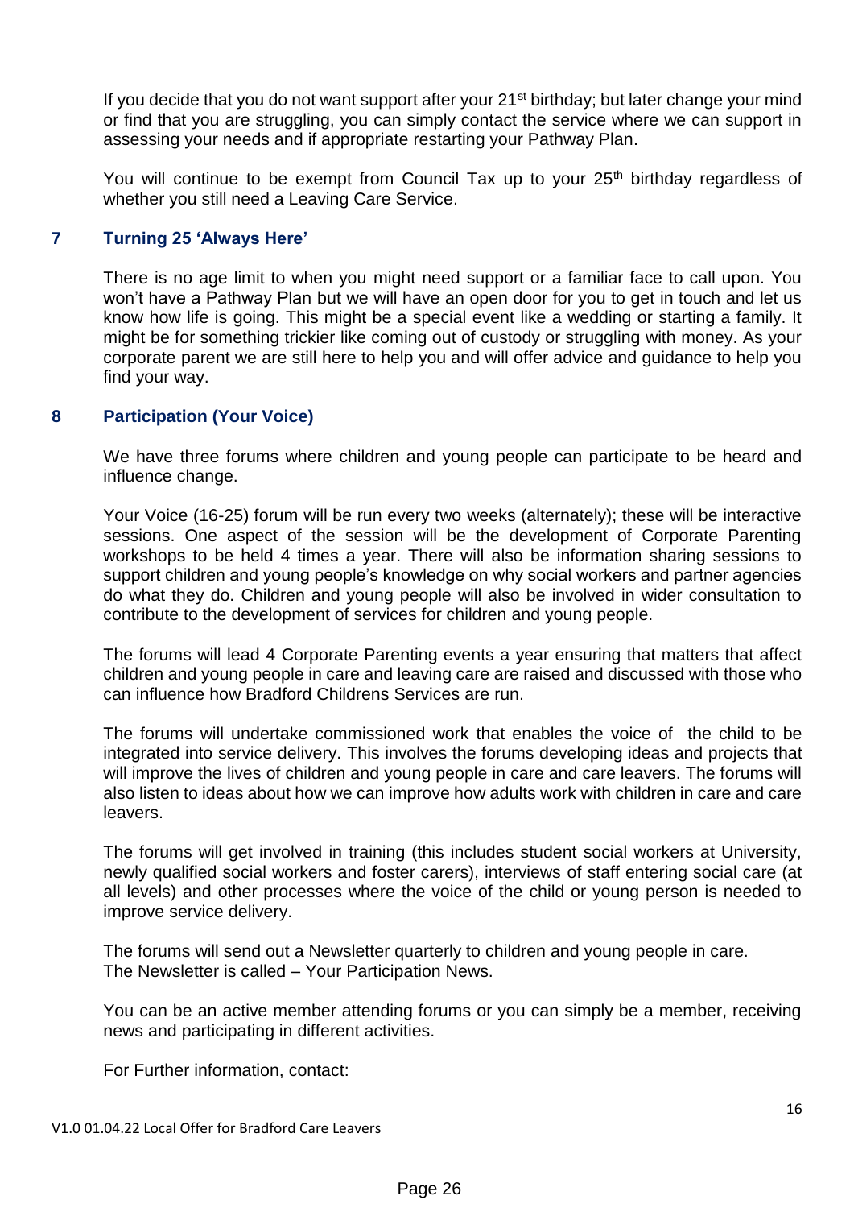If you decide that you do not want support after your 21st birthday; but later change your mind or find that you are struggling, you can simply contact the service where we can support in assessing your needs and if appropriate restarting your Pathway Plan.

You will continue to be exempt from Council Tax up to your 25th birthday regardless of whether you still need a Leaving Care Service.

## 7 Turning 25 'Always Here'

There is no age limit to when you might need support or a familiar face to call upon. You won't have a Pathway Plan but we will have an open door for you to get in touch and let us know how life is going. This might be a special event like a wedding or starting a family. It might be for something trickier like coming out of custody or struggling with money. As your corporate parent we are still here to help you and will offer advice and guidance to help you find your way.

## 8 Participation (Your Voice)

We have three forums where children and young people can participate to be heard and influence change.

Your Voice (16-25) forum will be run every two weeks (alternately); these will be interactive sessions. One aspect of the session will be the development of Corporate Parenting workshops to be held 4 times a year. There will also be information sharing sessions to support children and young people's knowledge on why social workers and partner agencies do what they do. Children and young people will also be involved in wider consultation to contribute to the development of services for children and young people.

The forums will lead 4 Corporate Parenting events a year ensuring that matters that affect children and young people in care and leaving care are raised and discussed with those who can influence how Bradford Childrens Services are run.

The forums will undertake commissioned work that enables the voice of the child to be integrated into service delivery. This involves the forums developing ideas and projects that will improve the lives of children and young people in care and care leavers. The forums will also listen to ideas about how we can improve how adults work with children in care and care leavers.

The forums will get involved in training (this includes student social workers at University, newly qualified social workers and foster carers), interviews of staff entering social care (at all levels) and other processes where the voice of the child or young person is needed to improve service delivery.

The forums will send out a Newsletter quarterly to children and young people in care.
The Newsletter is called – Your Participation News.

You can be an active member attending forums or you can simply be a member, receiving news and participating in different activities.

For Further information, contact: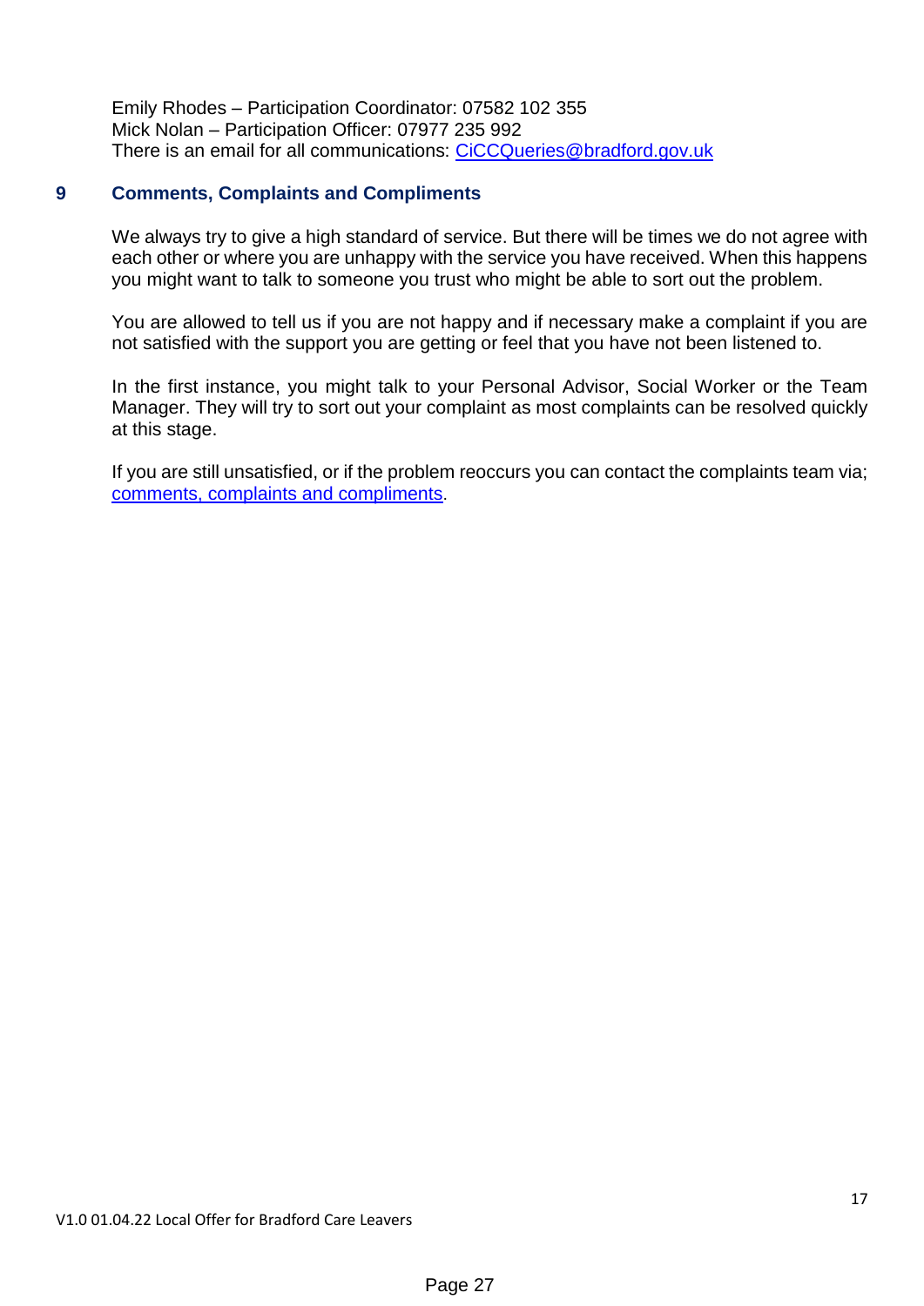Emily Rhodes – Participation Coordinator: 07582 102 355
Mick Nolan – Participation Officer: 07977 235 992
There is an email for all communications: CiCCQueries@bradford.gov.uk

## 9 Comments, Complaints and Compliments

We always try to give a high standard of service. But there will be times we do not agree with each other or where you are unhappy with the service you have received. When this happens you might want to talk to someone you trust who might be able to sort out the problem.

You are allowed to tell us if you are not happy and if necessary make a complaint if you are not satisfied with the support you are getting or feel that you have not been listened to.

In the first instance, you might talk to your Personal Advisor, Social Worker or the Team Manager. They will try to sort out your complaint as most complaints can be resolved quickly at this stage.

If you are still unsatisfied, or if the problem reoccurs you can contact the complaints team via; comments, complaints and compliments.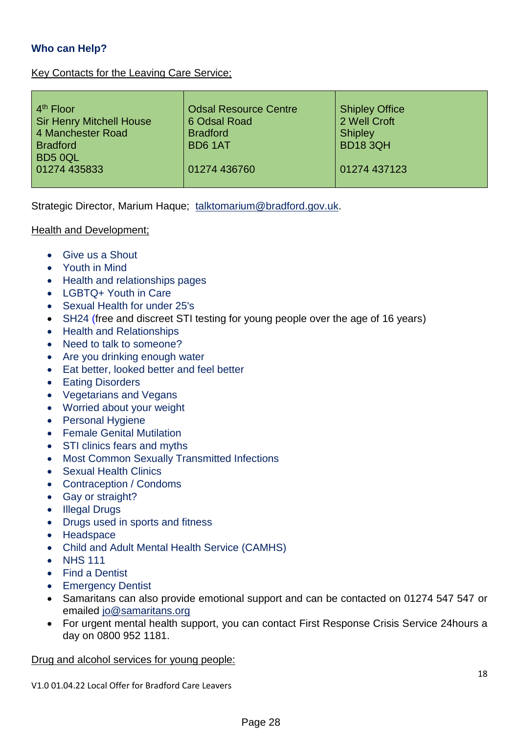### **Who can Help?**

Key Contacts for the Leaving Care Service;

| 4th Floor<br>Sir Henry Mitchell House<br>4 Manchester Road<br>Bradford<br>BD5 0QL<br>01274 435833 | Odsal Resource Centre<br>6 Odsal Road<br>Bradford<br>BD6 1AT<br><br>01274 436760 | Shipley Office<br>2 Well Croft<br>Shipley<br>BD18 3QH<br><br>01274 437123 |
|---|---|---|

Strategic Director, Marium Haque; talktomarium@bradford.gov.uk.

Health and Development;

- Give us a Shout
- Youth in Mind
- Health and relationships pages
- LGBTQ+ Youth in Care
- Sexual Health for under 25's
- SH24 (free and discreet STI testing for young people over the age of 16 years)
- Health and Relationships
- Need to talk to someone?
- Are you drinking enough water
- Eat better, looked better and feel better
- Eating Disorders
- Vegetarians and Vegans
- Worried about your weight
- Personal Hygiene
- Female Genital Mutilation
- STI clinics fears and myths
- Most Common Sexually Transmitted Infections
- Sexual Health Clinics
- Contraception / Condoms
- Gay or straight?
- Illegal Drugs
- Drugs used in sports and fitness
- Headspace
- Child and Adult Mental Health Service (CAMHS)
- NHS 111
- Find a Dentist
- Emergency Dentist
- Samaritans can also provide emotional support and can be contacted on 01274 547 547 or emailed jo@samaritans.org
- For urgent mental health support, you can contact First Response Crisis Service 24hours a day on 0800 952 1181.

Drug and alcohol services for young people: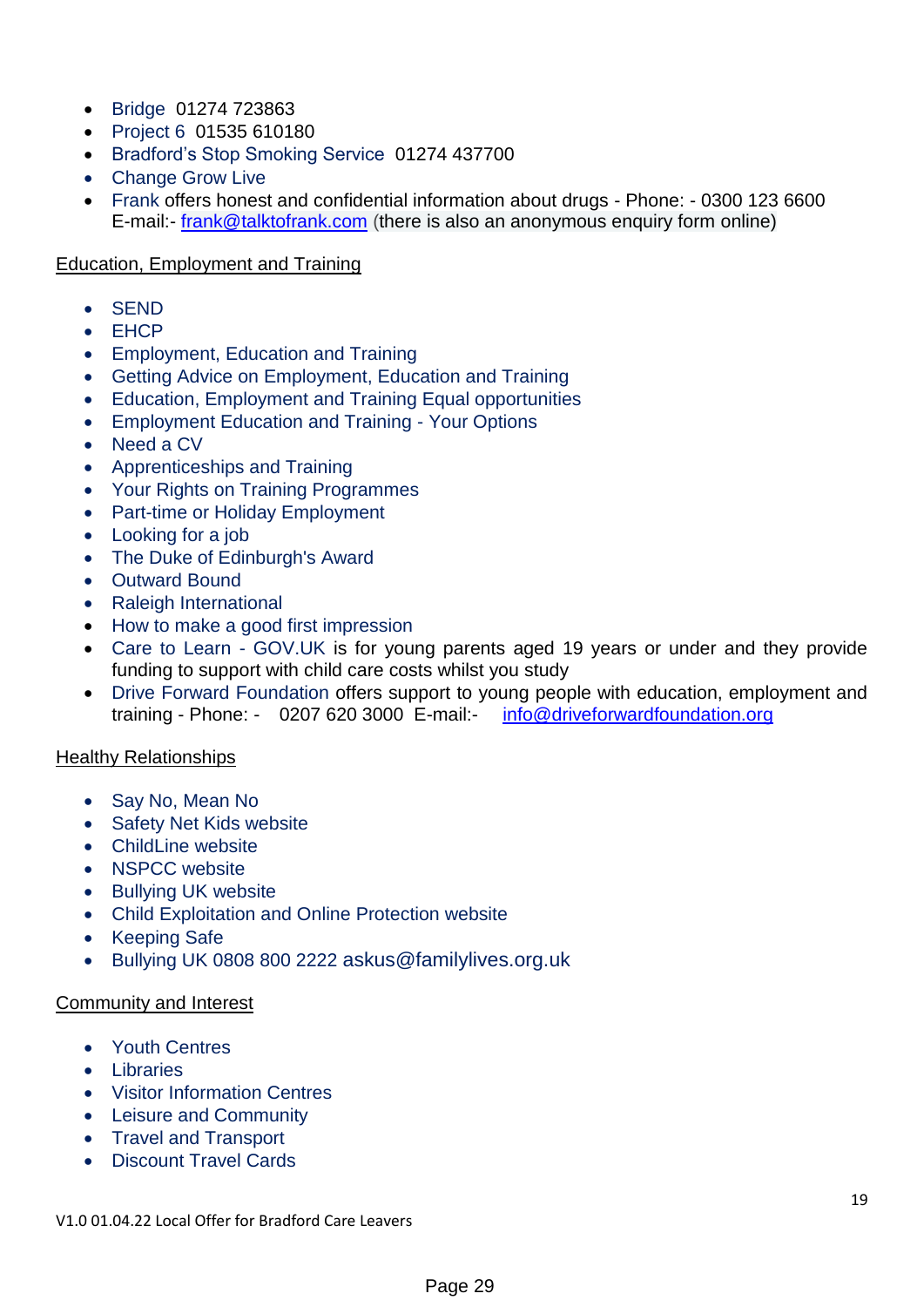- Bridge 01274 723863
- Project 6 01535 610180
- Bradford's Stop Smoking Service 01274 437700
- Change Grow Live
- Frank offers honest and confidential information about drugs - Phone: - 0300 123 6600 E-mail:- frank@talktofrank.com (there is also an anonymous enquiry form online)

Education, Employment and Training

- SEND
- EHCP
- Employment, Education and Training
- Getting Advice on Employment, Education and Training
- Education, Employment and Training Equal opportunities
- Employment Education and Training - Your Options
- Need a CV
- Apprenticeships and Training
- Your Rights on Training Programmes
- Part-time or Holiday Employment
- Looking for a job
- The Duke of Edinburgh's Award
- Outward Bound
- Raleigh International
- How to make a good first impression
- Care to Learn - GOV.UK is for young parents aged 19 years or under and they provide funding to support with child care costs whilst you study
- Drive Forward Foundation offers support to young people with education, employment and training - Phone: - 0207 620 3000 E-mail:- info@driveforwardfoundation.org

Healthy Relationships

- Say No, Mean No
- Safety Net Kids website
- ChildLine website
- NSPCC website
- Bullying UK website
- Child Exploitation and Online Protection website
- Keeping Safe
- Bullying UK 0808 800 2222 askus@familylives.org.uk

Community and Interest

- Youth Centres
- Libraries
- Visitor Information Centres
- Leisure and Community
- Travel and Transport
- Discount Travel Cards

V1.0 01.04.22 Local Offer for Bradford Care Leavers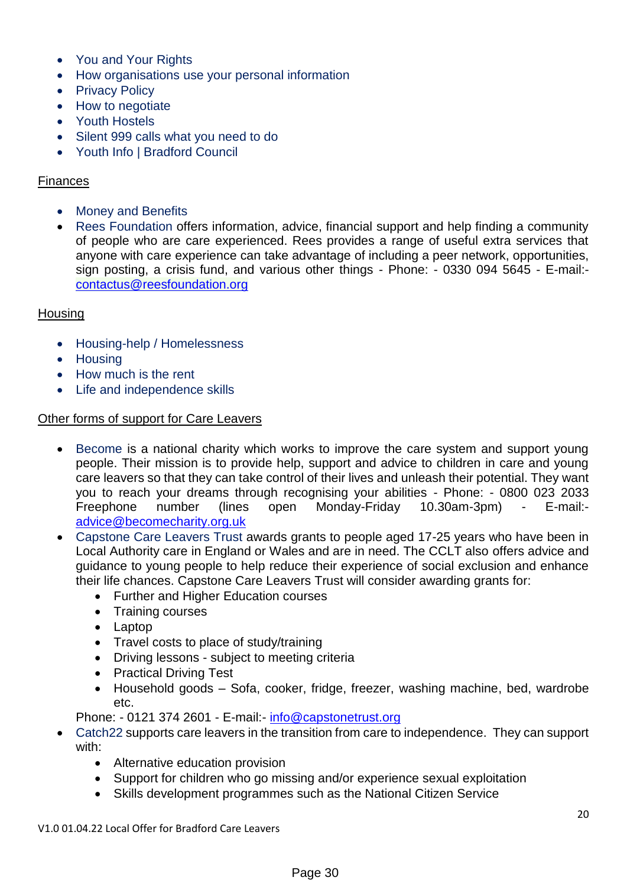- You and Your Rights
- How organisations use your personal information
- Privacy Policy
- How to negotiate
- Youth Hostels
- Silent 999 calls what you need to do
- Youth Info | Bradford Council

<u>Finances</u>

- Money and Benefits
- Rees Foundation offers information, advice, financial support and help finding a community of people who are care experienced. Rees provides a range of useful extra services that anyone with care experience can take advantage of including a peer network, opportunities, sign posting, a crisis fund, and various other things - Phone: - 0330 094 5645 - E-mail:- contactus@reesfoundation.org

<u>Housing</u>

- Housing-help / Homelessness
- Housing
- How much is the rent
- Life and independence skills

<u>Other forms of support for Care Leavers</u>

- Become is a national charity which works to improve the care system and support young people. Their mission is to provide help, support and advice to children in care and young care leavers so that they can take control of their lives and unleash their potential. They want you to reach your dreams through recognising your abilities - Phone: - 0800 023 2033 Freephone number (lines open Monday-Friday 10.30am-3pm) - E-mail:- advice@becomecharity.org.uk
- Capstone Care Leavers Trust awards grants to people aged 17-25 years who have been in Local Authority care in England or Wales and are in need. The CCLT also offers advice and guidance to young people to help reduce their experience of social exclusion and enhance their life chances. Capstone Care Leavers Trust will consider awarding grants for:
    - Further and Higher Education courses
    - Training courses
    - Laptop
    - Travel costs to place of study/training
    - Driving lessons - subject to meeting criteria
    - Practical Driving Test
    - Household goods – Sofa, cooker, fridge, freezer, washing machine, bed, wardrobe etc.

  Phone: - 0121 374 2601 - E-mail:- info@capstonetrust.org
- Catch22 supports care leavers in the transition from care to independence. They can support with:
    - Alternative education provision
    - Support for children who go missing and/or experience sexual exploitation
    - Skills development programmes such as the National Citizen Service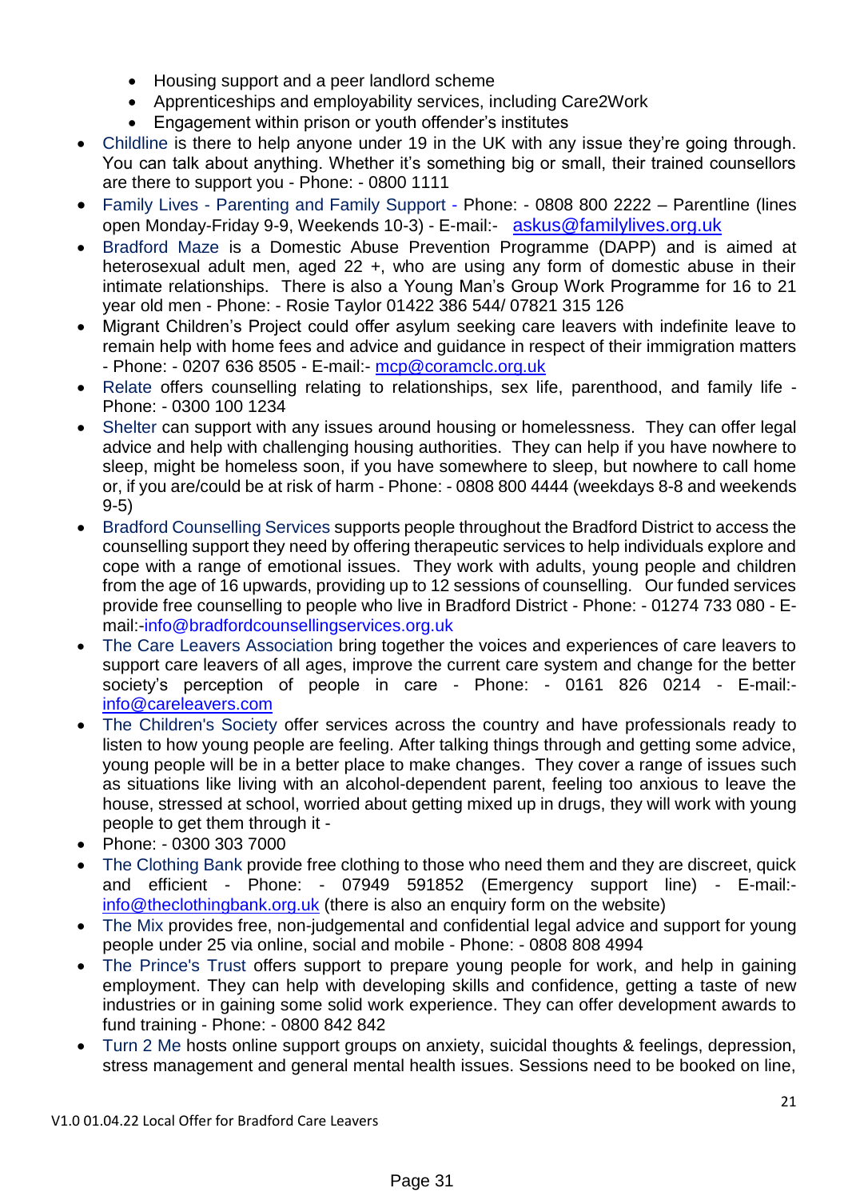- Housing support and a peer landlord scheme
    - Apprenticeships and employability services, including Care2Work
    - Engagement within prison or youth offender's institutes
- Childline is there to help anyone under 19 in the UK with any issue they're going through. You can talk about anything. Whether it's something big or small, their trained counsellors are there to support you - Phone: - 0800 1111
- Family Lives - Parenting and Family Support - Phone: - 0808 800 2222 – Parentline (lines open Monday-Friday 9-9, Weekends 10-3) - E-mail:- askus@familylives.org.uk
- Bradford Maze is a Domestic Abuse Prevention Programme (DAPP) and is aimed at heterosexual adult men, aged 22 +, who are using any form of domestic abuse in their intimate relationships. There is also a Young Man's Group Work Programme for 16 to 21 year old men - Phone: - Rosie Taylor 01422 386 544/ 07821 315 126
- Migrant Children's Project could offer asylum seeking care leavers with indefinite leave to remain help with home fees and advice and guidance in respect of their immigration matters - Phone: - 0207 636 8505 - E-mail:- mcp@coramclc.org.uk
- Relate offers counselling relating to relationships, sex life, parenthood, and family life - Phone: - 0300 100 1234
- Shelter can support with any issues around housing or homelessness. They can offer legal advice and help with challenging housing authorities. They can help if you have nowhere to sleep, might be homeless soon, if you have somewhere to sleep, but nowhere to call home or, if you are/could be at risk of harm - Phone: - 0808 800 4444 (weekdays 8-8 and weekends 9-5)
- Bradford Counselling Services supports people throughout the Bradford District to access the counselling support they need by offering therapeutic services to help individuals explore and cope with a range of emotional issues. They work with adults, young people and children from the age of 16 upwards, providing up to 12 sessions of counselling. Our funded services provide free counselling to people who live in Bradford District - Phone: - 01274 733 080 - E-mail:-info@bradfordcounsellingservices.org.uk
- The Care Leavers Association bring together the voices and experiences of care leavers to support care leavers of all ages, improve the current care system and change for the better society's perception of people in care - Phone: - 0161 826 0214 - E-mail:- info@careleavers.com
- The Children's Society offer services across the country and have professionals ready to listen to how young people are feeling. After talking things through and getting some advice, young people will be in a better place to make changes. They cover a range of issues such as situations like living with an alcohol-dependent parent, feeling too anxious to leave the house, stressed at school, worried about getting mixed up in drugs, they will work with young people to get them through it -
- Phone: - 0300 303 7000
- The Clothing Bank provide free clothing to those who need them and they are discreet, quick and efficient - Phone: - 07949 591852 (Emergency support line) - E-mail:- info@theclothingbank.org.uk (there is also an enquiry form on the website)
- The Mix provides free, non-judgemental and confidential legal advice and support for young people under 25 via online, social and mobile - Phone: - 0808 808 4994
- The Prince's Trust offers support to prepare young people for work, and help in gaining employment. They can help with developing skills and confidence, getting a taste of new industries or in gaining some solid work experience. They can offer development awards to fund training - Phone: - 0800 842 842
- Turn 2 Me hosts online support groups on anxiety, suicidal thoughts & feelings, depression, stress management and general mental health issues. Sessions need to be booked on line,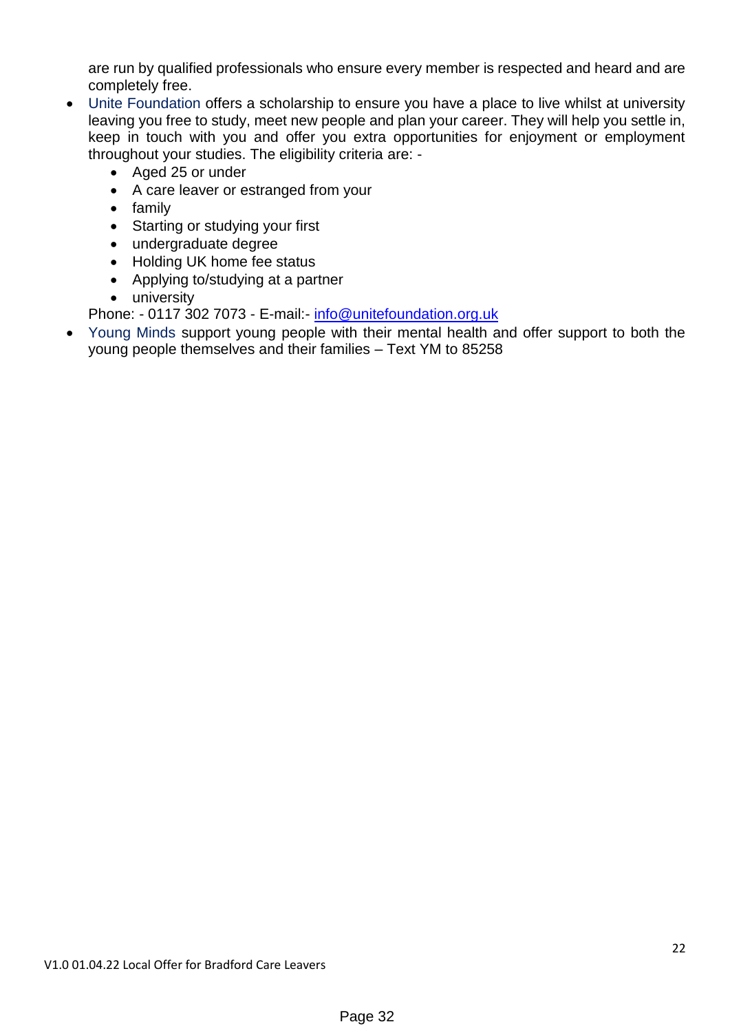are run by qualified professionals who ensure every member is respected and heard and are completely free.

- Unite Foundation offers a scholarship to ensure you have a place to live whilst at university leaving you free to study, meet new people and plan your career. They will help you settle in, keep in touch with you and offer you extra opportunities for enjoyment or employment throughout your studies. The eligibility criteria are: -
  - Aged 25 or under
  - A care leaver or estranged from your
  - family
  - Starting or studying your first
  - undergraduate degree
  - Holding UK home fee status
  - Applying to/studying at a partner
  - university

  Phone: - 0117 302 7073 - E-mail:- info@unitefoundation.org.uk
- Young Minds support young people with their mental health and offer support to both the young people themselves and their families – Text YM to 85258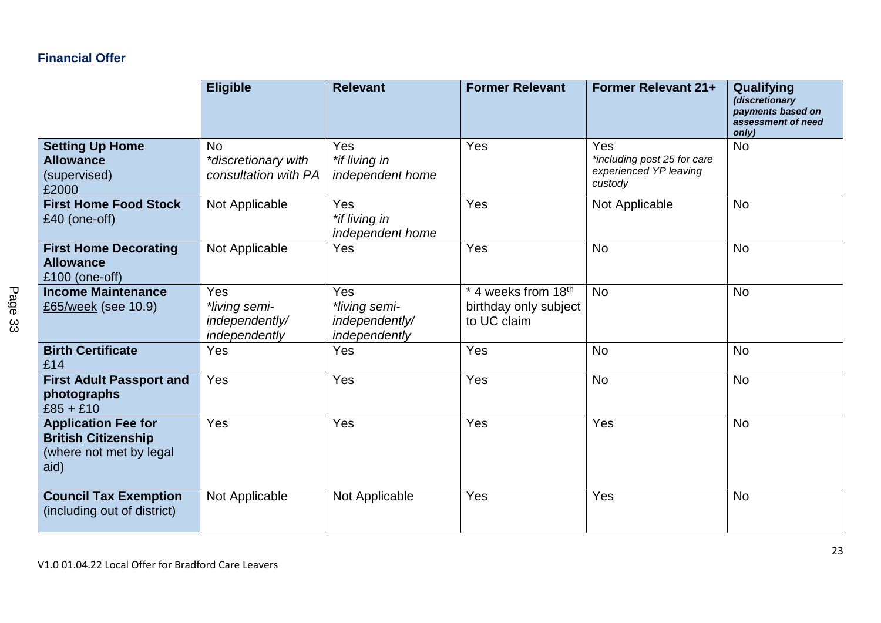**Financial Offer**

| | Eligible | Relevant | Former Relevant | Former Relevant 21+ | Qualifying *(discretionary payments based on assessment of need only)* |
|---|---|---|---|---|---|
| **Setting Up Home Allowance** (supervised) £2000 | No *\*discretionary with consultation with PA* | Yes *\*if living in independent home* | Yes | Yes *\*including post 25 for care experienced YP leaving custody* | No |
| **First Home Food Stock** £40 (one-off) | Not Applicable | Yes *\*if living in independent home* | Yes | Not Applicable | No |
| **First Home Decorating Allowance** £100 (one-off) | Not Applicable | Yes | Yes | No | No |
| **Income Maintenance** £65/week (see 10.9) | Yes *\*living semi-independently/ independently* | Yes *\*living semi-independently/ independently* | \* 4 weeks from 18th birthday only subject to UC claim | No | No |
| **Birth Certificate** £14 | Yes | Yes | Yes | No | No |
| **First Adult Passport and photographs** £85 + £10 | Yes | Yes | Yes | No | No |
| **Application Fee for British Citizenship** (where not met by legal aid) | Yes | Yes | Yes | Yes | No |
| **Council Tax Exemption** (including out of district) | Not Applicable | Not Applicable | Yes | Yes | No |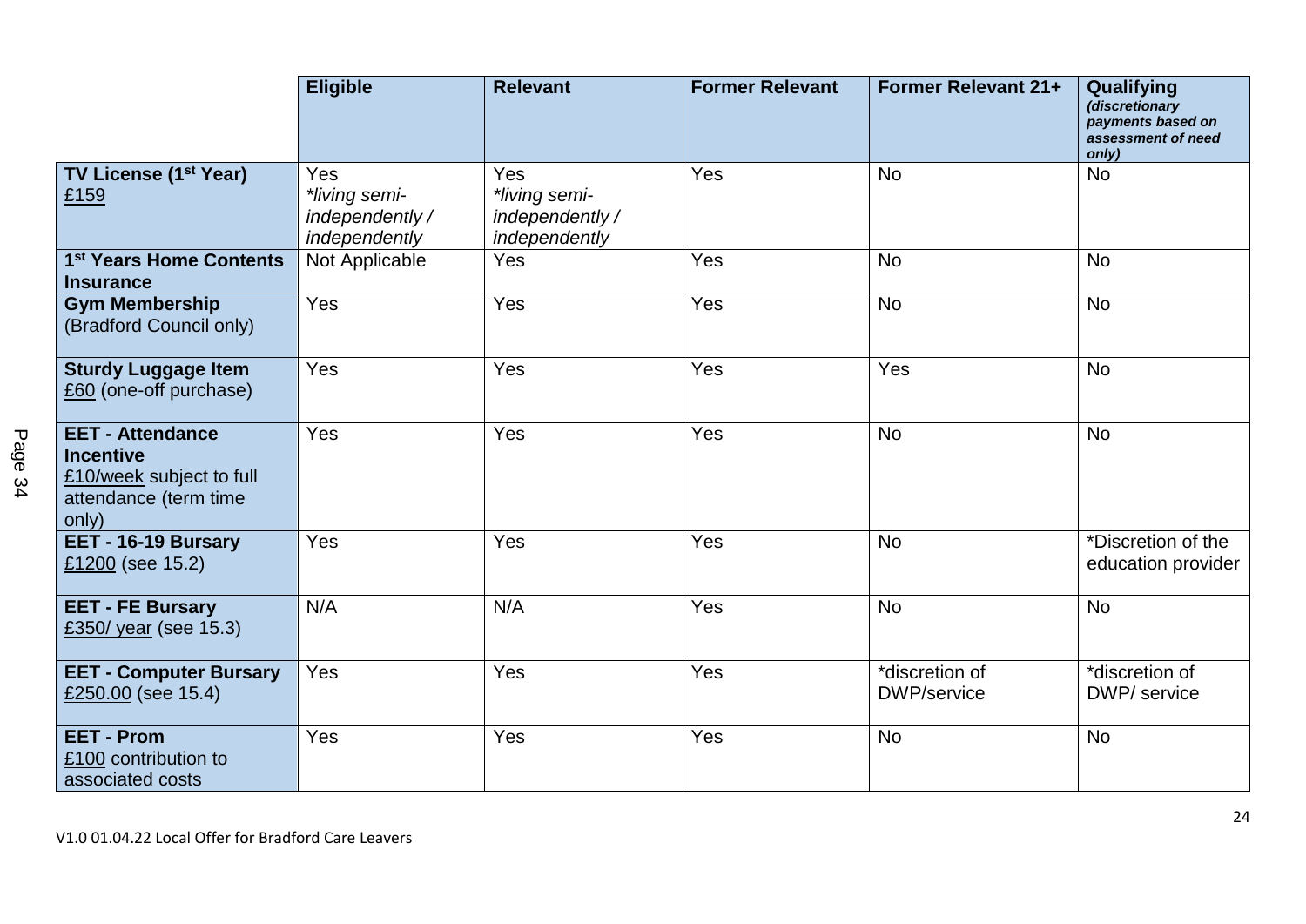| | **Eligible** | **Relevant** | **Former Relevant** | **Former Relevant 21+** | **Qualifying** ***(discretionary payments based on assessment of need only)*** |
|---|---|---|---|---|---|
| **TV License (1st Year)** £159 | Yes *\*living semi-independently / independently* | Yes *\*living semi-independently / independently* | Yes | No | No |
| **1st Years Home Contents Insurance** | Not Applicable | Yes | Yes | No | No |
| **Gym Membership** (Bradford Council only) | Yes | Yes | Yes | No | No |
| **Sturdy Luggage Item** £60 (one-off purchase) | Yes | Yes | Yes | Yes | No |
| **EET - Attendance Incentive** £10/week subject to full attendance (term time only) | Yes | Yes | Yes | No | No |
| **EET - 16-19 Bursary** £1200 (see 15.2) | Yes | Yes | Yes | No | *Discretion of the education provider |
| **EET - FE Bursary** £350/ year (see 15.3) | N/A | N/A | Yes | No | No |
| **EET - Computer Bursary** £250.00 (see 15.4) | Yes | Yes | Yes | *discretion of DWP/service | *discretion of DWP/ service |
| **EET - Prom** £100 contribution to associated costs | Yes | Yes | Yes | No | No |

V1.0 01.04.22 Local Offer for Bradford Care Leavers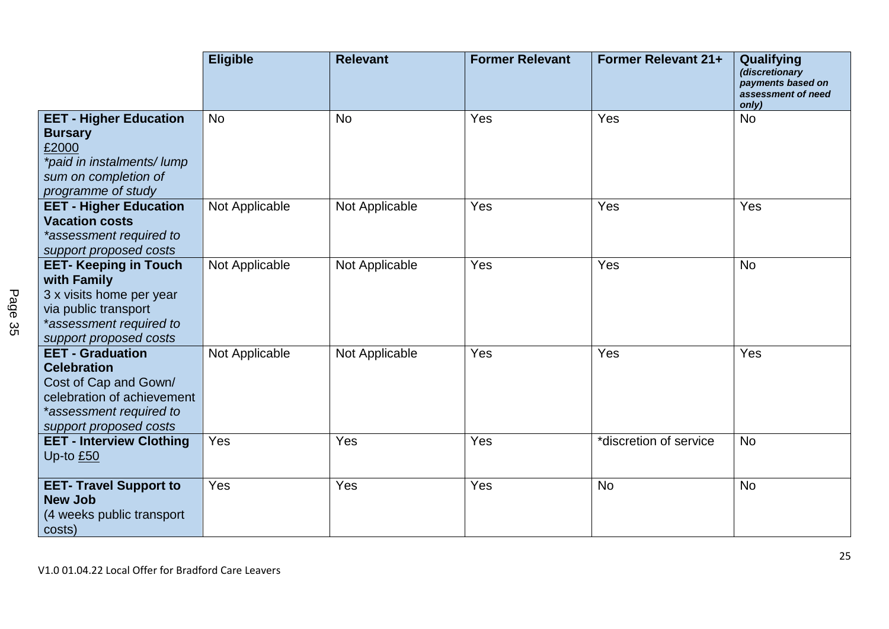| | Eligible | Relevant | Former Relevant | Former Relevant 21+ | Qualifying *(discretionary payments based on assessment of need only)* |
|---|---|---|---|---|---|
| **EET - Higher Education Bursary** £2000 *\*paid in instalments/ lump sum on completion of programme of study* | No | No | Yes | Yes | No |
| **EET - Higher Education Vacation costs** *\*assessment required to support proposed costs* | Not Applicable | Not Applicable | Yes | Yes | Yes |
| **EET- Keeping in Touch with Family** 3 x visits home per year via public transport *\*assessment required to support proposed costs* | Not Applicable | Not Applicable | Yes | Yes | No |
| **EET - Graduation Celebration** Cost of Cap and Gown/ celebration of achievement *\*assessment required to support proposed costs* | Not Applicable | Not Applicable | Yes | Yes | Yes |
| **EET - Interview Clothing** Up-to £50 | Yes | Yes | Yes | *discretion of service | No |
| **EET- Travel Support to New Job** (4 weeks public transport costs) | Yes | Yes | Yes | No | No |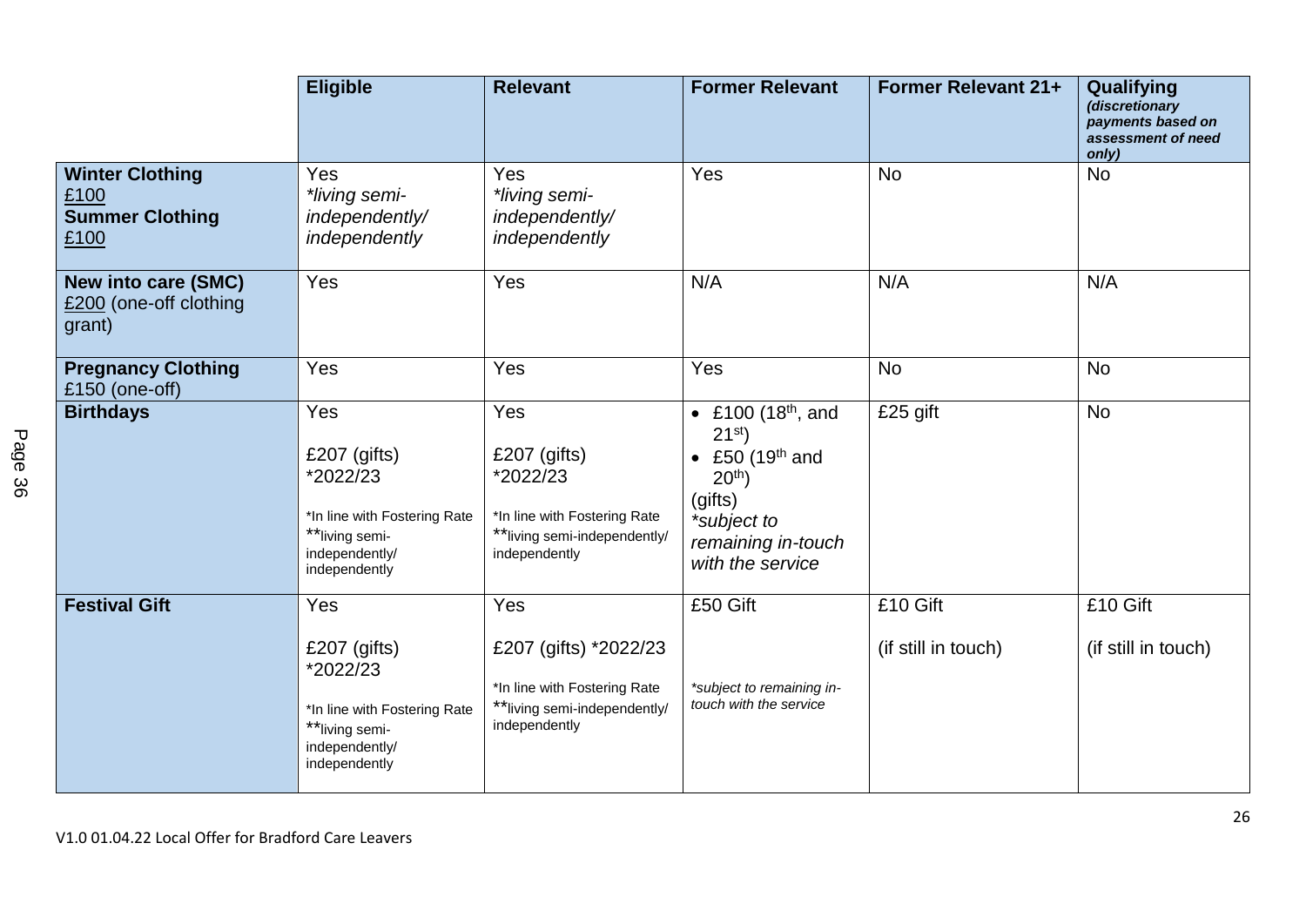| | **Eligible** | **Relevant** | **Former Relevant** | **Former Relevant 21+** | **Qualifying** *(discretionary payments based on assessment of need only)* |
|---|---|---|---|---|---|
| **Winter Clothing** £100 **Summer Clothing** £100 | Yes *\*living semi-independently/ independently* | Yes *\*living semi-independently/ independently* | Yes | No | No |
| **New into care (SMC)** £200 (one-off clothing grant) | Yes | Yes | N/A | N/A | N/A |
| **Pregnancy Clothing** £150 (one-off) | Yes | Yes | Yes | No | No |
| **Birthdays** | Yes<br><br>£207 (gifts) \*2022/23<br><br>\*In line with Fostering Rate<br>\*\*living semi-independently/ independently | Yes<br><br>£207 (gifts) \*2022/23<br><br>\*In line with Fostering Rate<br>\*\*living semi-independently/ independently | • £100 (18th, and 21st)<br>• £50 (19th and 20th)<br>(gifts)<br>*\*subject to remaining in-touch with the service* | £25 gift | No |
| **Festival Gift** | Yes<br><br>£207 (gifts) \*2022/23<br><br>\*In line with Fostering Rate<br>\*\*living semi-independently/ independently | Yes<br><br>£207 (gifts) \*2022/23<br><br>\*In line with Fostering Rate<br>\*\*living semi-independently/ independently | £50 Gift<br><br>*\*subject to remaining in-touch with the service* | £10 Gift<br><br>(if still in touch) | £10 Gift<br><br>(if still in touch) |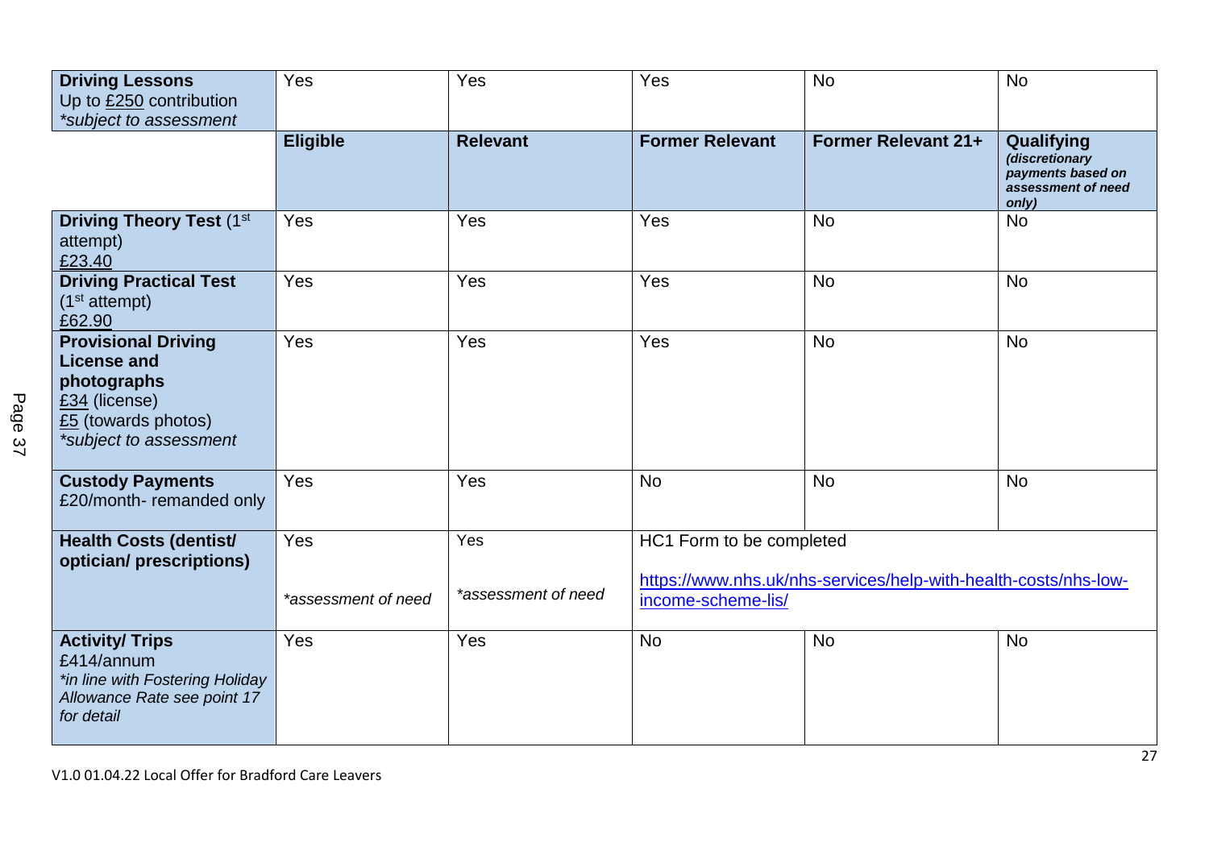| **Driving Lessons** Up to £250 contribution *\*subject to assessment* | Yes | Yes | Yes | No | No |
|---|---|---|---|---|---|
| | **Eligible** | **Relevant** | **Former Relevant** | **Former Relevant 21+** | **Qualifying** ***(discretionary payments based on assessment of need only)*** |
| **Driving Theory Test** (1st attempt) £23.40 | Yes | Yes | Yes | No | No |
| **Driving Practical Test** (1st attempt) £62.90 | Yes | Yes | Yes | No | No |
| **Provisional Driving License and photographs** £34 (license) £5 (towards photos) *\*subject to assessment* | Yes | Yes | Yes | No | No |
| **Custody Payments** £20/month- remanded only | Yes | Yes | No | No | No |
| **Health Costs (dentist/ optician/ prescriptions)** | Yes *\*assessment of need* | Yes *\*assessment of need* | HC1 Form to be completed https://www.nhs.uk/nhs-services/help-with-health-costs/nhs-low-income-scheme-lis/ | | |
| **Activity/ Trips** £414/annum *\*in line with Fostering Holiday Allowance Rate see point 17 for detail* | Yes | Yes | No | No | No |

V1.0 01.04.22 Local Offer for Bradford Care Leavers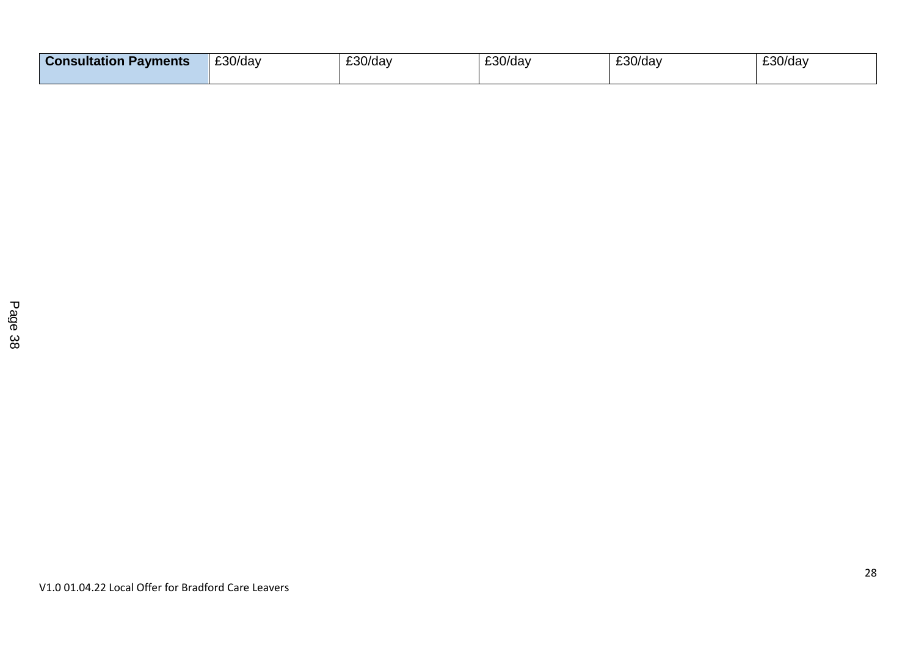| | | | | | |
|---|---|---|---|---|---|
| **Consultation Payments** | £30/day | £30/day | £30/day | £30/day | £30/day |